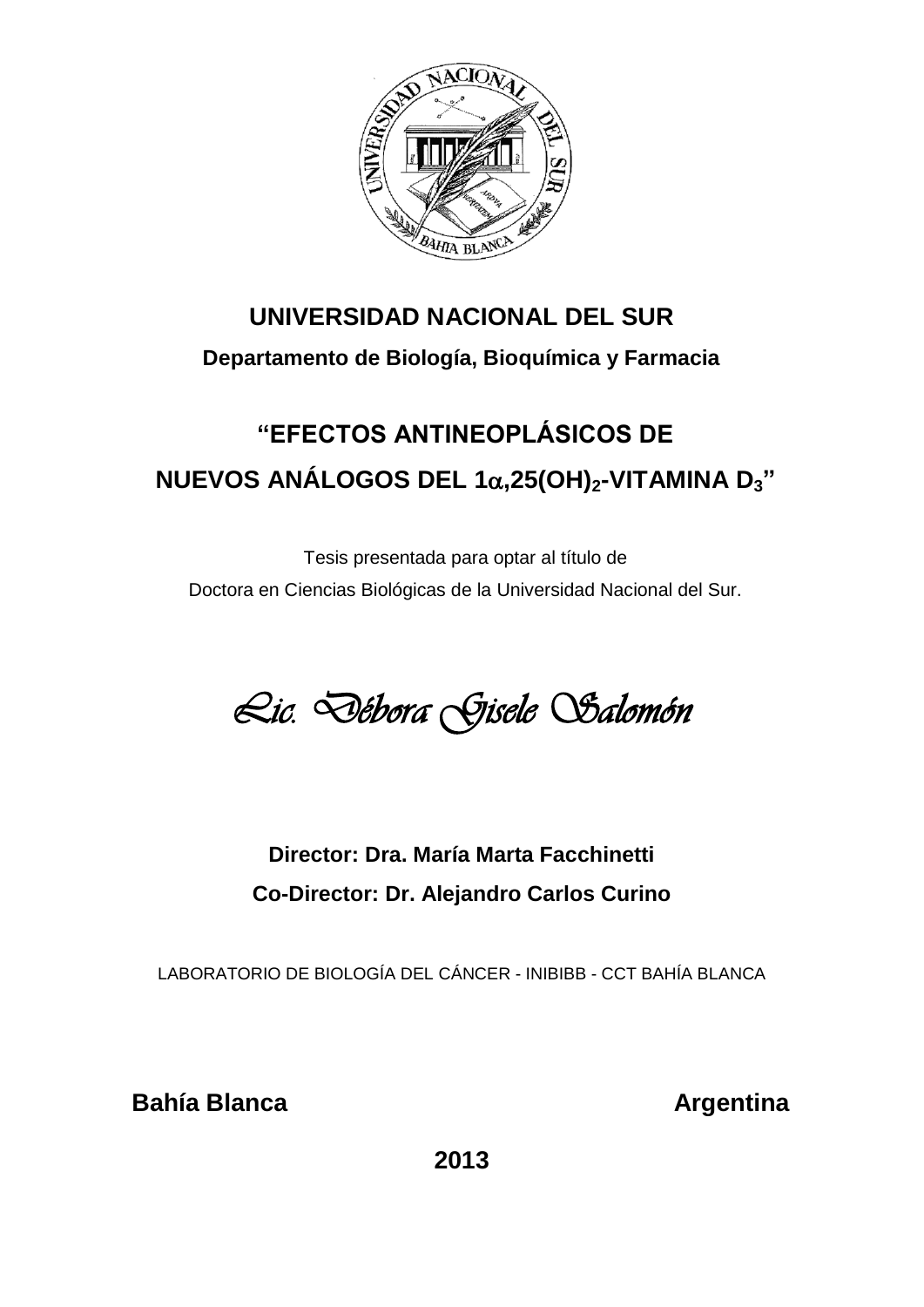# UNIVERSIDAD NACIONAL DEL SUR

**Departamento de Biología, Bioquímica y Farmacia**

## "EFECTOS ANTINEOPLÁSICOS DE NUEVOS ANÁLOGOS DEL 1$\alpha$,25(OH)$_2$-VITAMINA D$_3$"

Tesis presentada para optar al título de
Doctora en Ciencias Biológicas de la Universidad Nacional del Sur.

*Lic. Débora Gisele Salomón*

**Director: Dra. María Marta Facchinetti**

**Co-Director: Dr. Alejandro Carlos Curino**

LABORATORIO DE BIOLOGÍA DEL CÁNCER - INIBIBB - CCT BAHÍA BLANCA

**Bahía Blanca** **Argentina**

**2013**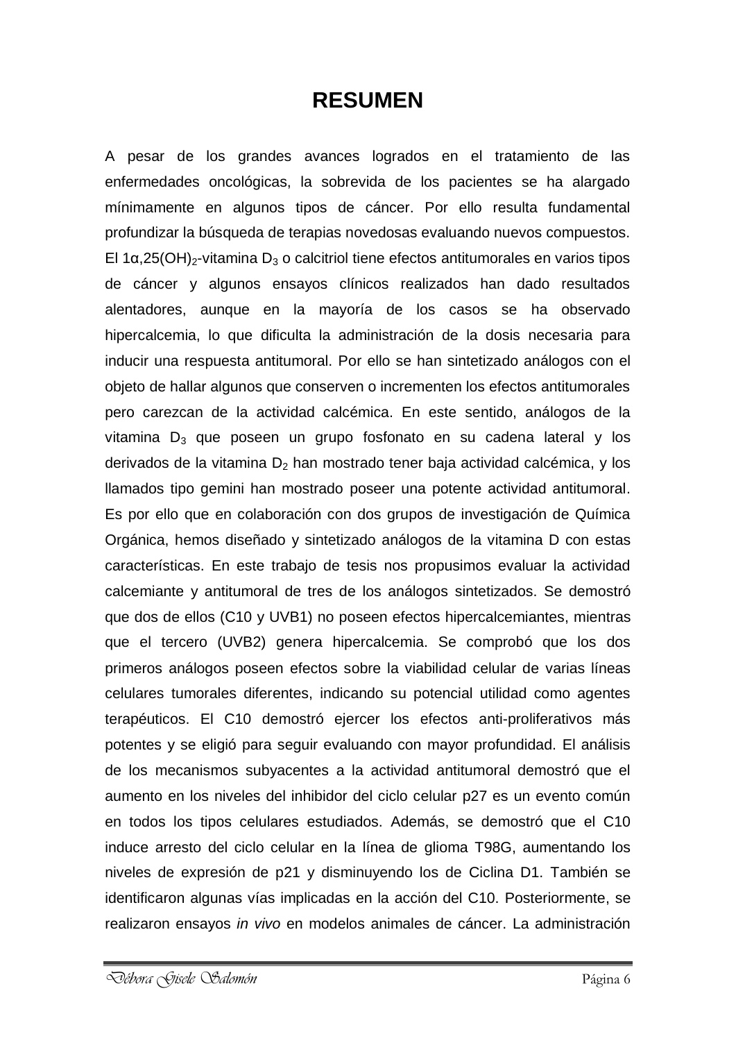# RESUMEN

A pesar de los grandes avances logrados en el tratamiento de las enfermedades oncológicas, la sobrevida de los pacientes se ha alargado mínimamente en algunos tipos de cáncer. Por ello resulta fundamental profundizar la búsqueda de terapias novedosas evaluando nuevos compuestos. El 1α,25$(OH)_2$-vitamina $D_3$ o calcitriol tiene efectos antitumorales en varios tipos de cáncer y algunos ensayos clínicos realizados han dado resultados alentadores, aunque en la mayoría de los casos se ha observado hipercalcemia, lo que dificulta la administración de la dosis necesaria para inducir una respuesta antitumoral. Por ello se han sintetizado análogos con el objeto de hallar algunos que conserven o incrementen los efectos antitumorales pero carezcan de la actividad calcémica. En este sentido, análogos de la vitamina $D_3$ que poseen un grupo fosfonato en su cadena lateral y los derivados de la vitamina $D_2$ han mostrado tener baja actividad calcémica, y los llamados tipo gemini han mostrado poseer una potente actividad antitumoral. Es por ello que en colaboración con dos grupos de investigación de Química Orgánica, hemos diseñado y sintetizado análogos de la vitamina D con estas características. En este trabajo de tesis nos propusimos evaluar la actividad calcemiante y antitumoral de tres de los análogos sintetizados. Se demostró que dos de ellos (C10 y UVB1) no poseen efectos hipercalcemiantes, mientras que el tercero (UVB2) genera hipercalcemia. Se comprobó que los dos primeros análogos poseen efectos sobre la viabilidad celular de varias líneas celulares tumorales diferentes, indicando su potencial utilidad como agentes terapéuticos. El C10 demostró ejercer los efectos anti-proliferativos más potentes y se eligió para seguir evaluando con mayor profundidad. El análisis de los mecanismos subyacentes a la actividad antitumoral demostró que el aumento en los niveles del inhibidor del ciclo celular p27 es un evento común en todos los tipos celulares estudiados. Además, se demostró que el C10 induce arresto del ciclo celular en la línea de glioma T98G, aumentando los niveles de expresión de p21 y disminuyendo los de Ciclina D1. También se identificaron algunas vías implicadas en la acción del C10. Posteriormente, se realizaron ensayos *in vivo* en modelos animales de cáncer. La administración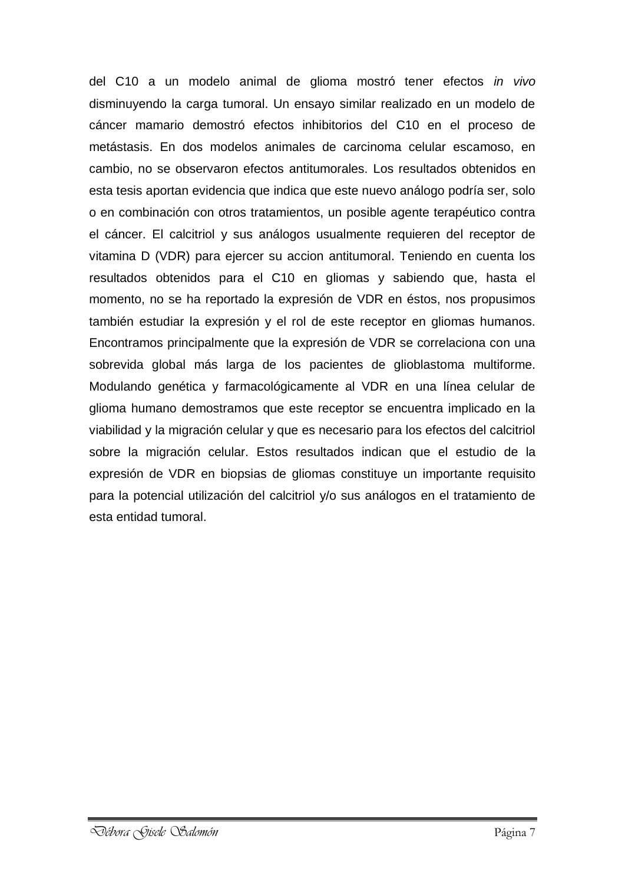del C10 a un modelo animal de glioma mostró tener efectos *in vivo* disminuyendo la carga tumoral. Un ensayo similar realizado en un modelo de cáncer mamario demostró efectos inhibitorios del C10 en el proceso de metástasis. En dos modelos animales de carcinoma celular escamoso, en cambio, no se observaron efectos antitumorales. Los resultados obtenidos en esta tesis aportan evidencia que indica que este nuevo análogo podría ser, solo o en combinación con otros tratamientos, un posible agente terapéutico contra el cáncer. El calcitriol y sus análogos usualmente requieren del receptor de vitamina D (VDR) para ejercer su accion antitumoral. Teniendo en cuenta los resultados obtenidos para el C10 en gliomas y sabiendo que, hasta el momento, no se ha reportado la expresión de VDR en éstos, nos propusimos también estudiar la expresión y el rol de este receptor en gliomas humanos. Encontramos principalmente que la expresión de VDR se correlaciona con una sobrevida global más larga de los pacientes de glioblastoma multiforme. Modulando genética y farmacológicamente al VDR en una línea celular de glioma humano demostramos que este receptor se encuentra implicado en la viabilidad y la migración celular y que es necesario para los efectos del calcitriol sobre la migración celular. Estos resultados indican que el estudio de la expresión de VDR en biopsias de gliomas constituye un importante requisito para la potencial utilización del calcitriol y/o sus análogos en el tratamiento de esta entidad tumoral.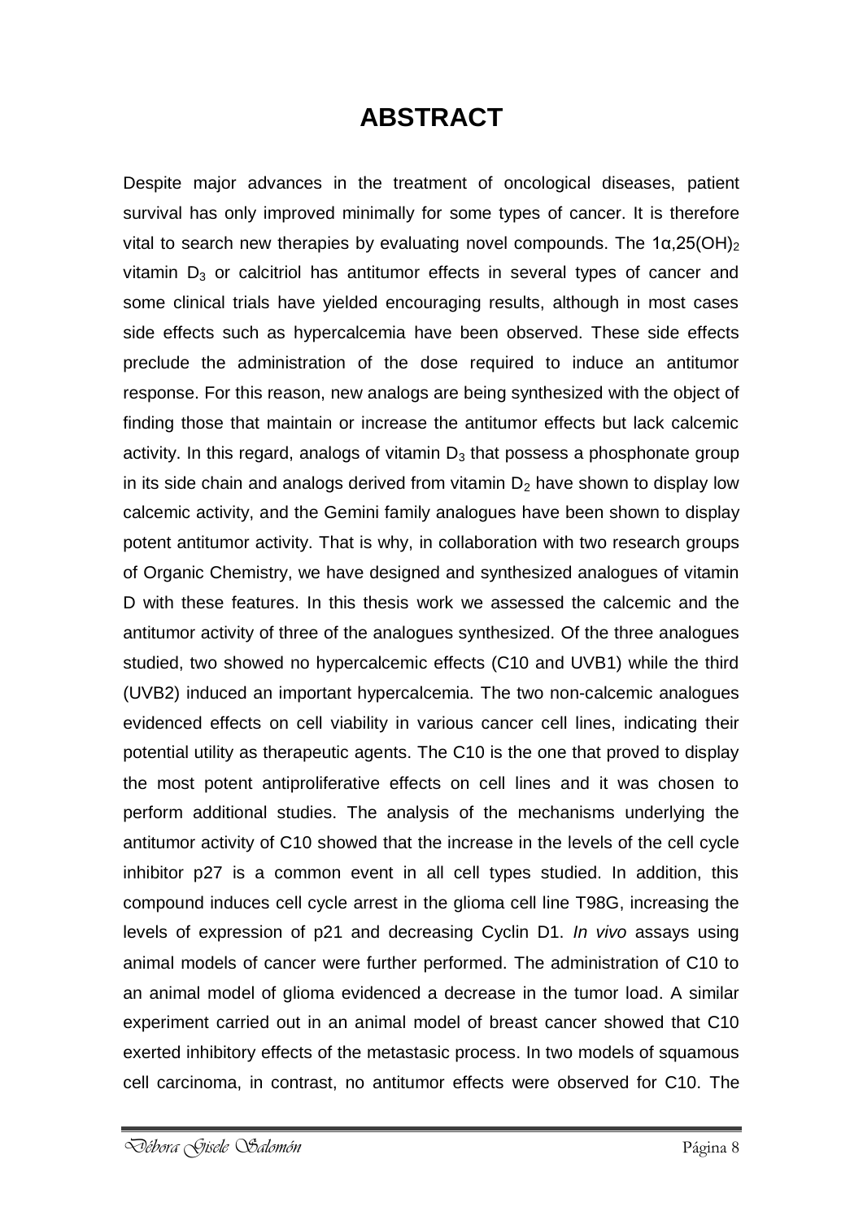# ABSTRACT

Despite major advances in the treatment of oncological diseases, patient survival has only improved minimally for some types of cancer. It is therefore vital to search new therapies by evaluating novel compounds. The $1\alpha,25(OH)_2$ vitamin $D_3$ or calcitriol has antitumor effects in several types of cancer and some clinical trials have yielded encouraging results, although in most cases side effects such as hypercalcemia have been observed. These side effects preclude the administration of the dose required to induce an antitumor response. For this reason, new analogs are being synthesized with the object of finding those that maintain or increase the antitumor effects but lack calcemic activity. In this regard, analogs of vitamin $D_3$ that possess a phosphonate group in its side chain and analogs derived from vitamin $D_2$ have shown to display low calcemic activity, and the Gemini family analogues have been shown to display potent antitumor activity. That is why, in collaboration with two research groups of Organic Chemistry, we have designed and synthesized analogues of vitamin D with these features. In this thesis work we assessed the calcemic and the antitumor activity of three of the analogues synthesized. Of the three analogues studied, two showed no hypercalcemic effects (C10 and UVB1) while the third (UVB2) induced an important hypercalcemia. The two non-calcemic analogues evidenced effects on cell viability in various cancer cell lines, indicating their potential utility as therapeutic agents. The C10 is the one that proved to display the most potent antiproliferative effects on cell lines and it was chosen to perform additional studies. The analysis of the mechanisms underlying the antitumor activity of C10 showed that the increase in the levels of the cell cycle inhibitor p27 is a common event in all cell types studied. In addition, this compound induces cell cycle arrest in the glioma cell line T98G, increasing the levels of expression of p21 and decreasing Cyclin D1. *In vivo* assays using animal models of cancer were further performed. The administration of C10 to an animal model of glioma evidenced a decrease in the tumor load. A similar experiment carried out in an animal model of breast cancer showed that C10 exerted inhibitory effects of the metastasic process. In two models of squamous cell carcinoma, in contrast, no antitumor effects were observed for C10. The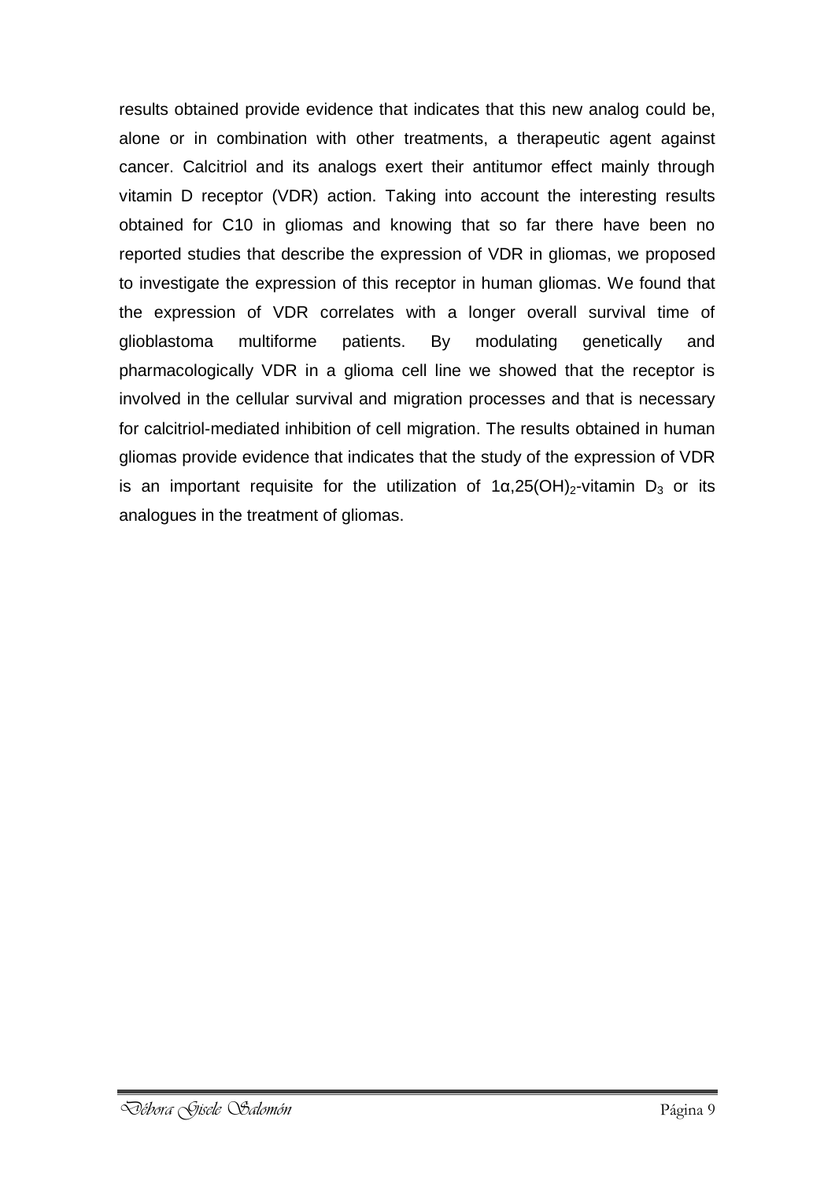results obtained provide evidence that indicates that this new analog could be, alone or in combination with other treatments, a therapeutic agent against cancer. Calcitriol and its analogs exert their antitumor effect mainly through vitamin D receptor (VDR) action. Taking into account the interesting results obtained for C10 in gliomas and knowing that so far there have been no reported studies that describe the expression of VDR in gliomas, we proposed to investigate the expression of this receptor in human gliomas. We found that the expression of VDR correlates with a longer overall survival time of glioblastoma multiforme patients. By modulating genetically and pharmacologically VDR in a glioma cell line we showed that the receptor is involved in the cellular survival and migration processes and that is necessary for calcitriol-mediated inhibition of cell migration. The results obtained in human gliomas provide evidence that indicates that the study of the expression of VDR is an important requisite for the utilization of $1\alpha,25(OH)_2$-vitamin $D_3$ or its analogues in the treatment of gliomas.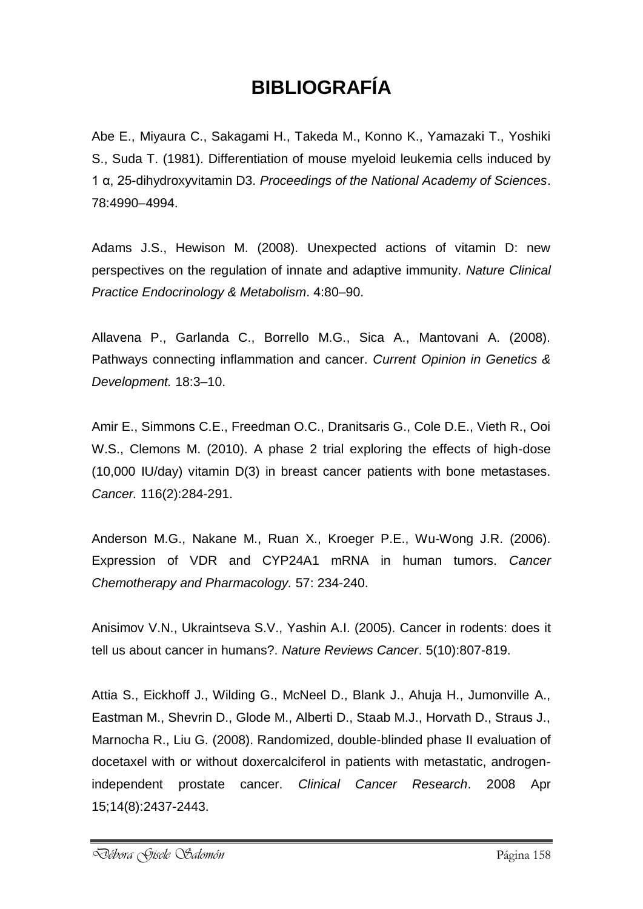# BIBLIOGRAFÍA

Abe E., Miyaura C., Sakagami H., Takeda M., Konno K., Yamazaki T., Yoshiki S., Suda T. (1981). Differentiation of mouse myeloid leukemia cells induced by 1 α, 25-dihydroxyvitamin D3. *Proceedings of the National Academy of Sciences*. 78:4990–4994.

Adams J.S., Hewison M. (2008). Unexpected actions of vitamin D: new perspectives on the regulation of innate and adaptive immunity. *Nature Clinical Practice Endocrinology & Metabolism*. 4:80–90.

Allavena P., Garlanda C., Borrello M.G., Sica A., Mantovani A. (2008). Pathways connecting inflammation and cancer. *Current Opinion in Genetics & Development.* 18:3–10.

Amir E., Simmons C.E., Freedman O.C., Dranitsaris G., Cole D.E., Vieth R., Ooi W.S., Clemons M. (2010). A phase 2 trial exploring the effects of high-dose (10,000 IU/day) vitamin D(3) in breast cancer patients with bone metastases. *Cancer.* 116(2):284-291.

Anderson M.G., Nakane M., Ruan X., Kroeger P.E., Wu-Wong J.R. (2006). Expression of VDR and CYP24A1 mRNA in human tumors. *Cancer Chemotherapy and Pharmacology.* 57: 234-240.

Anisimov V.N., Ukraintseva S.V., Yashin A.I. (2005). Cancer in rodents: does it tell us about cancer in humans?. *Nature Reviews Cancer*. 5(10):807-819.

Attia S., Eickhoff J., Wilding G., McNeel D., Blank J., Ahuja H., Jumonville A., Eastman M., Shevrin D., Glode M., Alberti D., Staab M.J., Horvath D., Straus J., Marnocha R., Liu G. (2008). Randomized, double-blinded phase II evaluation of docetaxel with or without doxercalciferol in patients with metastatic, androgen-independent prostate cancer. *Clinical Cancer Research*. 2008 Apr 15;14(8):2437-2443.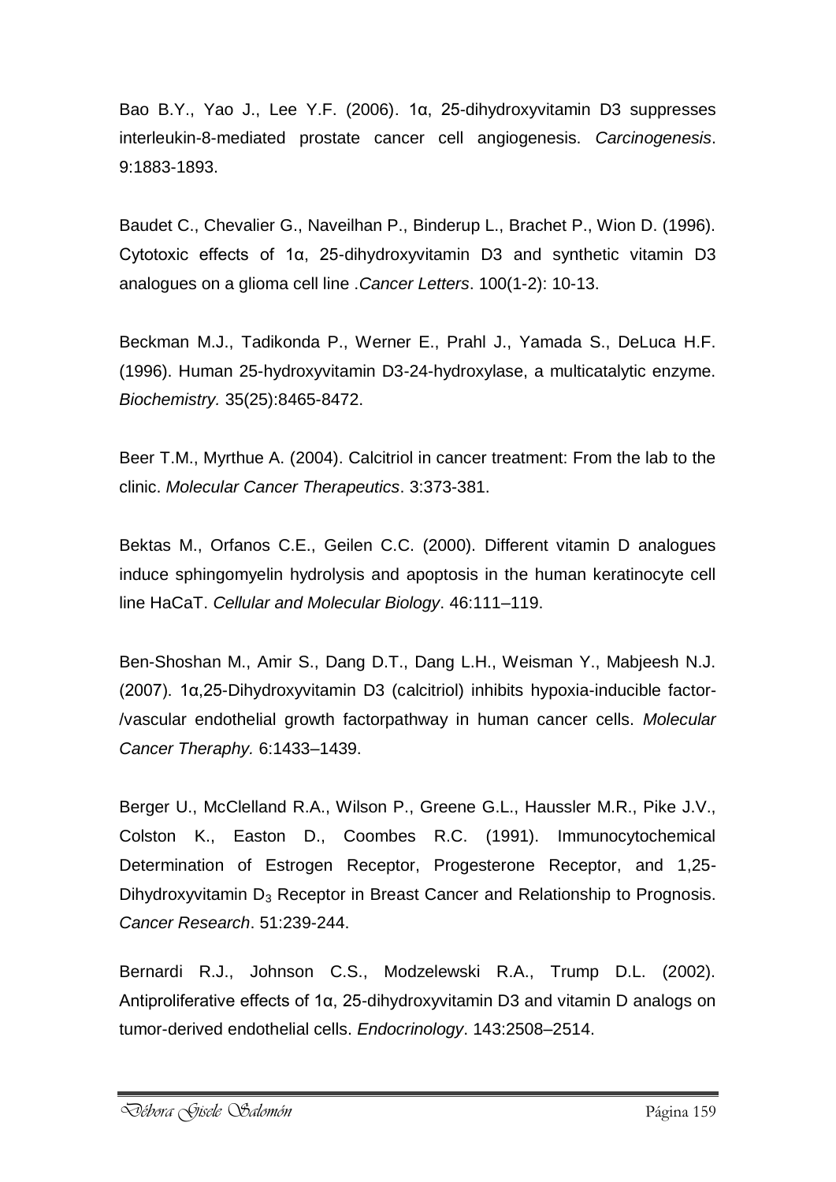Bao B.Y., Yao J., Lee Y.F. (2006). 1α, 25-dihydroxyvitamin D3 suppresses interleukin-8-mediated prostate cancer cell angiogenesis. *Carcinogenesis*. 9:1883-1893.

Baudet C., Chevalier G., Naveilhan P., Binderup L., Brachet P., Wion D. (1996). Cytotoxic effects of 1α, 25-dihydroxyvitamin D3 and synthetic vitamin D3 analogues on a glioma cell line .*Cancer Letters*. 100(1-2): 10-13.

Beckman M.J., Tadikonda P., Werner E., Prahl J., Yamada S., DeLuca H.F. (1996). Human 25-hydroxyvitamin D3-24-hydroxylase, a multicatalytic enzyme. *Biochemistry.* 35(25):8465-8472.

Beer T.M., Myrthue A. (2004). Calcitriol in cancer treatment: From the lab to the clinic. *Molecular Cancer Therapeutics*. 3:373-381.

Bektas M., Orfanos C.E., Geilen C.C. (2000). Different vitamin D analogues induce sphingomyelin hydrolysis and apoptosis in the human keratinocyte cell line HaCaT. *Cellular and Molecular Biology*. 46:111–119.

Ben-Shoshan M., Amir S., Dang D.T., Dang L.H., Weisman Y., Mabjeesh N.J. (2007). 1α,25-Dihydroxyvitamin D3 (calcitriol) inhibits hypoxia-inducible factor-/vascular endothelial growth factorpathway in human cancer cells. *Molecular Cancer Theraphy.* 6:1433–1439.

Berger U., McClelland R.A., Wilson P., Greene G.L., Haussler M.R., Pike J.V., Colston K., Easton D., Coombes R.C. (1991). Immunocytochemical Determination of Estrogen Receptor, Progesterone Receptor, and 1,25-Dihydroxyvitamin $D_3$ Receptor in Breast Cancer and Relationship to Prognosis. *Cancer Research*. 51:239-244.

Bernardi R.J., Johnson C.S., Modzelewski R.A., Trump D.L. (2002). Antiproliferative effects of 1α, 25-dihydroxyvitamin D3 and vitamin D analogs on tumor-derived endothelial cells. *Endocrinology*. 143:2508–2514.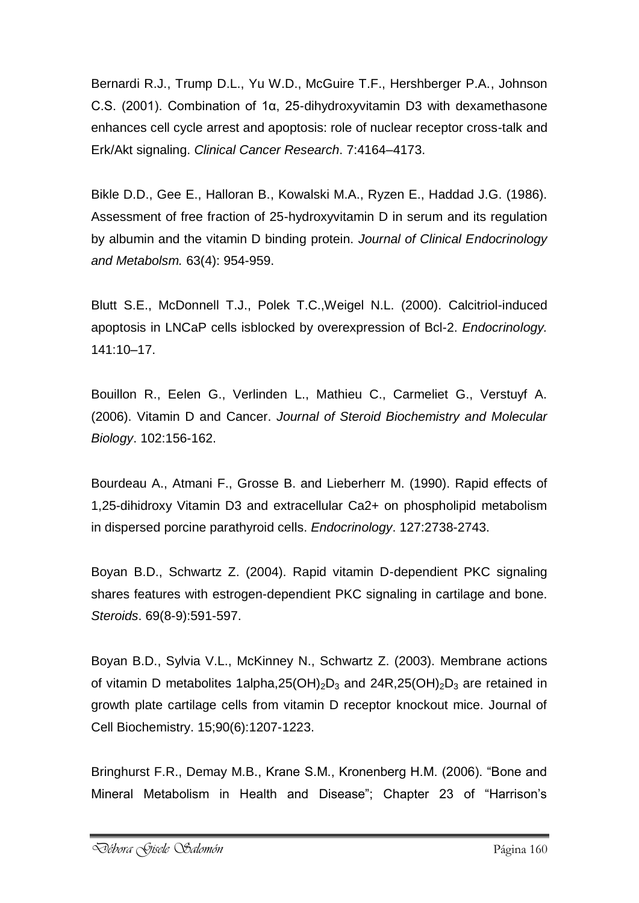Bernardi R.J., Trump D.L., Yu W.D., McGuire T.F., Hershberger P.A., Johnson C.S. (2001). Combination of 1α, 25-dihydroxyvitamin D3 with dexamethasone enhances cell cycle arrest and apoptosis: role of nuclear receptor cross-talk and Erk/Akt signaling. *Clinical Cancer Research*. 7:4164–4173.

Bikle D.D., Gee E., Halloran B., Kowalski M.A., Ryzen E., Haddad J.G. (1986). Assessment of free fraction of 25-hydroxyvitamin D in serum and its regulation by albumin and the vitamin D binding protein. *Journal of Clinical Endocrinology and Metabolsm.* 63(4): 954-959.

Blutt S.E., McDonnell T.J., Polek T.C.,Weigel N.L. (2000). Calcitriol-induced apoptosis in LNCaP cells isblocked by overexpression of Bcl-2. *Endocrinology.* 141:10–17.

Bouillon R., Eelen G., Verlinden L., Mathieu C., Carmeliet G., Verstuyf A. (2006). Vitamin D and Cancer. *Journal of Steroid Biochemistry and Molecular Biology*. 102:156-162.

Bourdeau A., Atmani F., Grosse B. and Lieberherr M. (1990). Rapid effects of 1,25-dihidroxy Vitamin D3 and extracellular Ca2+ on phospholipid metabolism in dispersed porcine parathyroid cells. *Endocrinology*. 127:2738-2743.

Boyan B.D., Schwartz Z. (2004). Rapid vitamin D-dependient PKC signaling shares features with estrogen-dependient PKC signaling in cartilage and bone. *Steroids*. 69(8-9):591-597.

Boyan B.D., Sylvia V.L., McKinney N., Schwartz Z. (2003). Membrane actions of vitamin D metabolites 1alpha,25$(OH)_2D_3$ and 24R,25$(OH)_2D_3$ are retained in growth plate cartilage cells from vitamin D receptor knockout mice. Journal of Cell Biochemistry. 15;90(6):1207-1223.

Bringhurst F.R., Demay M.B., Krane S.M., Kronenberg H.M. (2006). "Bone and Mineral Metabolism in Health and Disease"; Chapter 23 of "Harrison's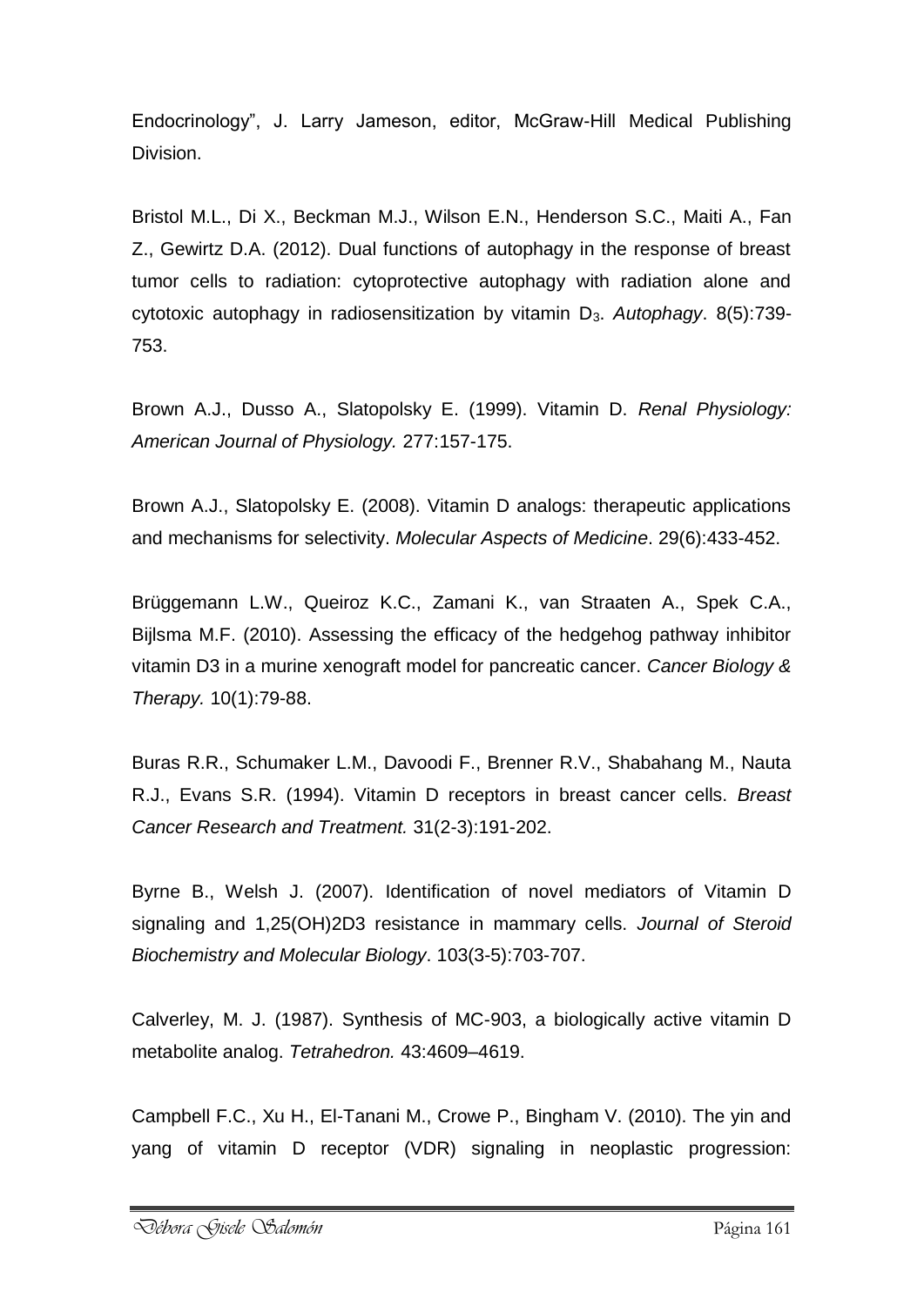Endocrinology", J. Larry Jameson, editor, McGraw-Hill Medical Publishing Division.

Bristol M.L., Di X., Beckman M.J., Wilson E.N., Henderson S.C., Maiti A., Fan Z., Gewirtz D.A. (2012). Dual functions of autophagy in the response of breast tumor cells to radiation: cytoprotective autophagy with radiation alone and cytotoxic autophagy in radiosensitization by vitamin $D_3$. *Autophagy*. 8(5):739-753.

Brown A.J., Dusso A., Slatopolsky E. (1999). Vitamin D. *Renal Physiology: American Journal of Physiology.* 277:157-175.

Brown A.J., Slatopolsky E. (2008). Vitamin D analogs: therapeutic applications and mechanisms for selectivity. *Molecular Aspects of Medicine*. 29(6):433-452.

Brüggemann L.W., Queiroz K.C., Zamani K., van Straaten A., Spek C.A., Bijlsma M.F. (2010). Assessing the efficacy of the hedgehog pathway inhibitor vitamin D3 in a murine xenograft model for pancreatic cancer. *Cancer Biology & Therapy.* 10(1):79-88.

Buras R.R., Schumaker L.M., Davoodi F., Brenner R.V., Shabahang M., Nauta R.J., Evans S.R. (1994). Vitamin D receptors in breast cancer cells. *Breast Cancer Research and Treatment.* 31(2-3):191-202.

Byrne B., Welsh J. (2007). Identification of novel mediators of Vitamin D signaling and 1,25(OH)2D3 resistance in mammary cells. *Journal of Steroid Biochemistry and Molecular Biology*. 103(3-5):703-707.

Calverley, M. J. (1987). Synthesis of MC-903, a biologically active vitamin D metabolite analog. *Tetrahedron.* 43:4609–4619.

Campbell F.C., Xu H., El-Tanani M., Crowe P., Bingham V. (2010). The yin and yang of vitamin D receptor (VDR) signaling in neoplastic progression: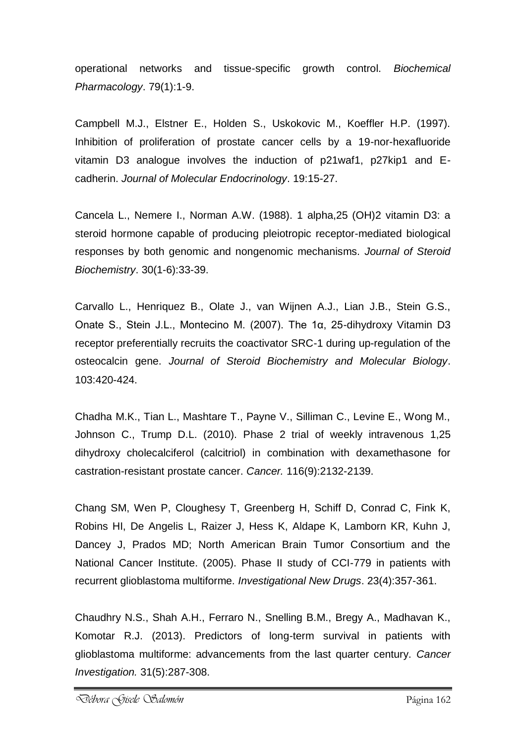operational networks and tissue-specific growth control. *Biochemical Pharmacology*. 79(1):1-9.

Campbell M.J., Elstner E., Holden S., Uskokovic M., Koeffler H.P. (1997). Inhibition of proliferation of prostate cancer cells by a 19-nor-hexafluoride vitamin D3 analogue involves the induction of p21waf1, p27kip1 and E-cadherin. *Journal of Molecular Endocrinology*. 19:15-27.

Cancela L., Nemere I., Norman A.W. (1988). 1 alpha,25 (OH)2 vitamin D3: a steroid hormone capable of producing pleiotropic receptor-mediated biological responses by both genomic and nongenomic mechanisms. *Journal of Steroid Biochemistry*. 30(1-6):33-39.

Carvallo L., Henriquez B., Olate J., van Wijnen A.J., Lian J.B., Stein G.S., Onate S., Stein J.L., Montecino M. (2007). The 1α, 25-dihydroxy Vitamin D3 receptor preferentially recruits the coactivator SRC-1 during up-regulation of the osteocalcin gene. *Journal of Steroid Biochemistry and Molecular Biology*. 103:420-424.

Chadha M.K., Tian L., Mashtare T., Payne V., Silliman C., Levine E., Wong M., Johnson C., Trump D.L. (2010). Phase 2 trial of weekly intravenous 1,25 dihydroxy cholecalciferol (calcitriol) in combination with dexamethasone for castration-resistant prostate cancer. *Cancer.* 116(9):2132-2139.

Chang SM, Wen P, Cloughesy T, Greenberg H, Schiff D, Conrad C, Fink K, Robins HI, De Angelis L, Raizer J, Hess K, Aldape K, Lamborn KR, Kuhn J, Dancey J, Prados MD; North American Brain Tumor Consortium and the National Cancer Institute. (2005). Phase II study of CCI-779 in patients with recurrent glioblastoma multiforme. *Investigational New Drugs*. 23(4):357-361.

Chaudhry N.S., Shah A.H., Ferraro N., Snelling B.M., Bregy A., Madhavan K., Komotar R.J. (2013). Predictors of long-term survival in patients with glioblastoma multiforme: advancements from the last quarter century. *Cancer Investigation.* 31(5):287-308.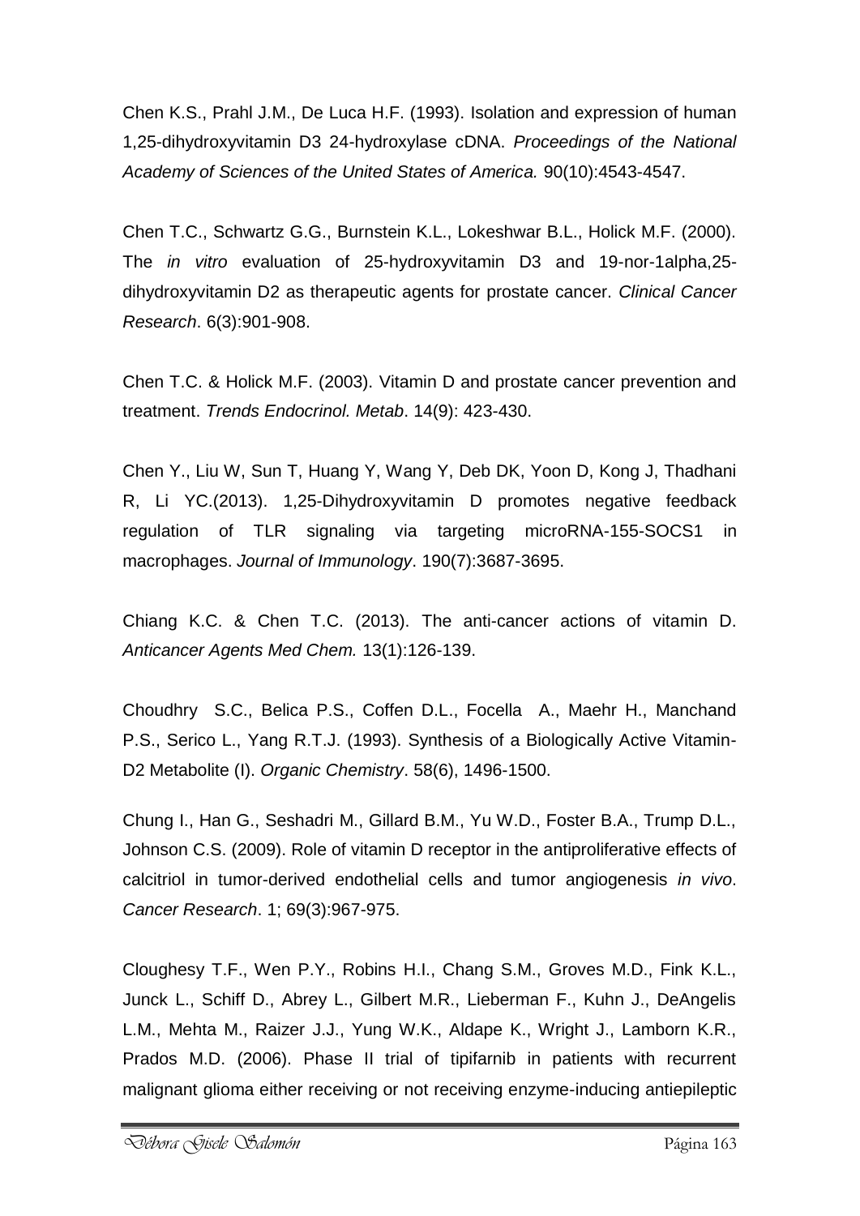Chen K.S., Prahl J.M., De Luca H.F. (1993). Isolation and expression of human 1,25-dihydroxyvitamin D3 24-hydroxylase cDNA. *Proceedings of the National Academy of Sciences of the United States of America.* 90(10):4543-4547.

Chen T.C., Schwartz G.G., Burnstein K.L., Lokeshwar B.L., Holick M.F. (2000). The *in vitro* evaluation of 25-hydroxyvitamin D3 and 19-nor-1alpha,25-dihydroxyvitamin D2 as therapeutic agents for prostate cancer. *Clinical Cancer Research*. 6(3):901-908.

Chen T.C. & Holick M.F. (2003). Vitamin D and prostate cancer prevention and treatment. *Trends Endocrinol. Metab*. 14(9): 423-430.

Chen Y., Liu W, Sun T, Huang Y, Wang Y, Deb DK, Yoon D, Kong J, Thadhani R, Li YC.(2013). 1,25-Dihydroxyvitamin D promotes negative feedback regulation of TLR signaling via targeting microRNA-155-SOCS1 in macrophages. *Journal of Immunology*. 190(7):3687-3695.

Chiang K.C. & Chen T.C. (2013). The anti-cancer actions of vitamin D. *Anticancer Agents Med Chem.* 13(1):126-139.

Choudhry S.C., Belica P.S., Coffen D.L., Focella A., Maehr H., Manchand P.S., Serico L., Yang R.T.J. (1993). Synthesis of a Biologically Active Vitamin-D2 Metabolite (I). *Organic Chemistry*. 58(6), 1496-1500.

Chung I., Han G., Seshadri M., Gillard B.M., Yu W.D., Foster B.A., Trump D.L., Johnson C.S. (2009). Role of vitamin D receptor in the antiproliferative effects of calcitriol in tumor-derived endothelial cells and tumor angiogenesis *in vivo*. *Cancer Research*. 1; 69(3):967-975.

Cloughesy T.F., Wen P.Y., Robins H.I., Chang S.M., Groves M.D., Fink K.L., Junck L., Schiff D., Abrey L., Gilbert M.R., Lieberman F., Kuhn J., DeAngelis L.M., Mehta M., Raizer J.J., Yung W.K., Aldape K., Wright J., Lamborn K.R., Prados M.D. (2006). Phase II trial of tipifarnib in patients with recurrent malignant glioma either receiving or not receiving enzyme-inducing antiepileptic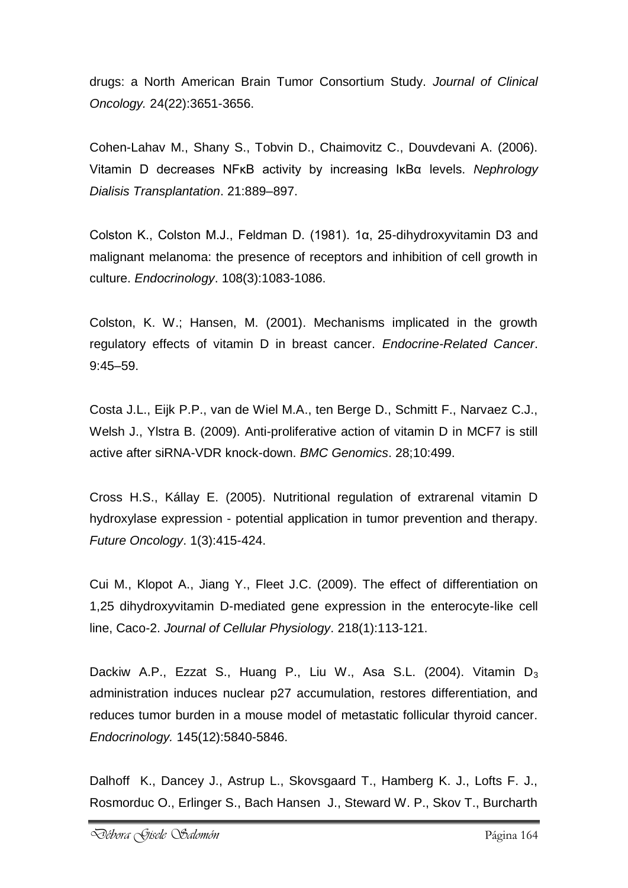drugs: a North American Brain Tumor Consortium Study. *Journal of Clinical Oncology.* 24(22):3651-3656.

Cohen-Lahav M., Shany S., Tobvin D., Chaimovitz C., Douvdevani A. (2006). Vitamin D decreases NFκB activity by increasing IκBα levels. *Nephrology Dialisis Transplantation*. 21:889–897.

Colston K., Colston M.J., Feldman D. (1981). 1α, 25-dihydroxyvitamin D3 and malignant melanoma: the presence of receptors and inhibition of cell growth in culture. *Endocrinology*. 108(3):1083-1086.

Colston, K. W.; Hansen, M. (2001). Mechanisms implicated in the growth regulatory effects of vitamin D in breast cancer. *Endocrine-Related Cancer*. 9:45–59.

Costa J.L., Eijk P.P., van de Wiel M.A., ten Berge D., Schmitt F., Narvaez C.J., Welsh J., Ylstra B. (2009). Anti-proliferative action of vitamin D in MCF7 is still active after siRNA-VDR knock-down. *BMC Genomics*. 28;10:499.

Cross H.S., Kállay E. (2005). Nutritional regulation of extrarenal vitamin D hydroxylase expression - potential application in tumor prevention and therapy. *Future Oncology*. 1(3):415-424.

Cui M., Klopot A., Jiang Y., Fleet J.C. (2009). The effect of differentiation on 1,25 dihydroxyvitamin D-mediated gene expression in the enterocyte-like cell line, Caco-2. *Journal of Cellular Physiology*. 218(1):113-121.

Dackiw A.P., Ezzat S., Huang P., Liu W., Asa S.L. (2004). Vitamin $D_3$ administration induces nuclear p27 accumulation, restores differentiation, and reduces tumor burden in a mouse model of metastatic follicular thyroid cancer. *Endocrinology.* 145(12):5840-5846.

Dalhoff K., Dancey J., Astrup L., Skovsgaard T., Hamberg K. J., Lofts F. J., Rosmorduc O., Erlinger S., Bach Hansen J., Steward W. P., Skov T., Burcharth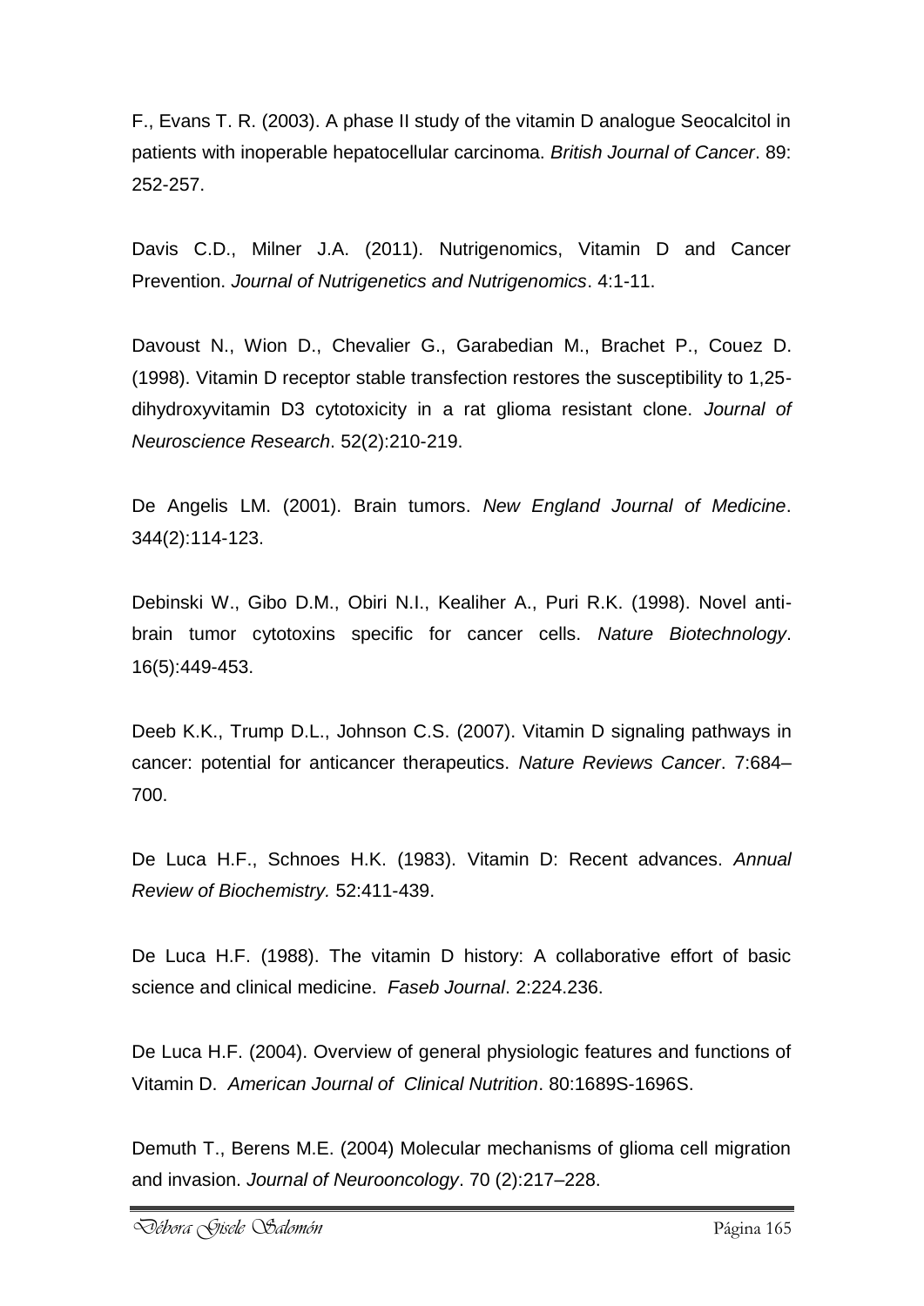F., Evans T. R. (2003). A phase II study of the vitamin D analogue Seocalcitol in patients with inoperable hepatocellular carcinoma. *British Journal of Cancer*. 89: 252-257.

Davis C.D., Milner J.A. (2011). Nutrigenomics, Vitamin D and Cancer Prevention. *Journal of Nutrigenetics and Nutrigenomics*. 4:1-11.

Davoust N., Wion D., Chevalier G., Garabedian M., Brachet P., Couez D. (1998). Vitamin D receptor stable transfection restores the susceptibility to 1,25-dihydroxyvitamin D3 cytotoxicity in a rat glioma resistant clone. *Journal of Neuroscience Research*. 52(2):210-219.

De Angelis LM. (2001). Brain tumors. *New England Journal of Medicine*. 344(2):114-123.

Debinski W., Gibo D.M., Obiri N.I., Kealiher A., Puri R.K. (1998). Novel anti-brain tumor cytotoxins specific for cancer cells. *Nature Biotechnology*. 16(5):449-453.

Deeb K.K., Trump D.L., Johnson C.S. (2007). Vitamin D signaling pathways in cancer: potential for anticancer therapeutics. *Nature Reviews Cancer*. 7:684–700.

De Luca H.F., Schnoes H.K. (1983). Vitamin D: Recent advances. *Annual Review of Biochemistry.* 52:411-439.

De Luca H.F. (1988). The vitamin D history: A collaborative effort of basic science and clinical medicine. *Faseb Journal*. 2:224.236.

De Luca H.F. (2004). Overview of general physiologic features and functions of Vitamin D. *American Journal of Clinical Nutrition*. 80:1689S-1696S.

Demuth T., Berens M.E. (2004) Molecular mechanisms of glioma cell migration and invasion. *Journal of Neurooncology*. 70 (2):217–228.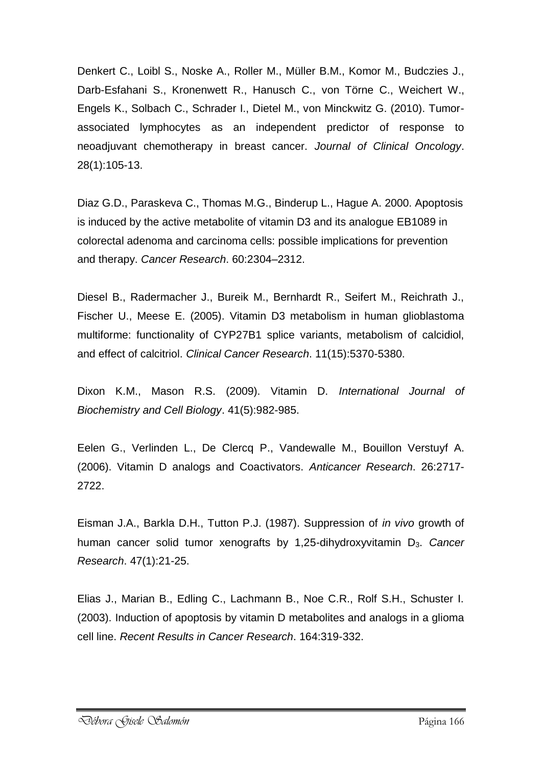Denkert C., Loibl S., Noske A., Roller M., Müller B.M., Komor M., Budczies J., Darb-Esfahani S., Kronenwett R., Hanusch C., von Törne C., Weichert W., Engels K., Solbach C., Schrader I., Dietel M., von Minckwitz G. (2010). Tumor-associated lymphocytes as an independent predictor of response to neoadjuvant chemotherapy in breast cancer. *Journal of Clinical Oncology*. 28(1):105-13.

Diaz G.D., Paraskeva C., Thomas M.G., Binderup L., Hague A. 2000. Apoptosis is induced by the active metabolite of vitamin D3 and its analogue EB1089 in colorectal adenoma and carcinoma cells: possible implications for prevention and therapy. *Cancer Research*. 60:2304–2312.

Diesel B., Radermacher J., Bureik M., Bernhardt R., Seifert M., Reichrath J., Fischer U., Meese E. (2005). Vitamin D3 metabolism in human glioblastoma multiforme: functionality of CYP27B1 splice variants, metabolism of calcidiol, and effect of calcitriol. *Clinical Cancer Research*. 11(15):5370-5380.

Dixon K.M., Mason R.S. (2009). Vitamin D. *International Journal of Biochemistry and Cell Biology*. 41(5):982-985.

Eelen G., Verlinden L., De Clercq P., Vandewalle M., Bouillon Verstuyf A. (2006). Vitamin D analogs and Coactivators. *Anticancer Research*. 26:2717-2722.

Eisman J.A., Barkla D.H., Tutton P.J. (1987). Suppression of *in vivo* growth of human cancer solid tumor xenografts by 1,25-dihydroxyvitamin $D_3$. *Cancer Research*. 47(1):21-25.

Elias J., Marian B., Edling C., Lachmann B., Noe C.R., Rolf S.H., Schuster I. (2003). Induction of apoptosis by vitamin D metabolites and analogs in a glioma cell line. *Recent Results in Cancer Research*. 164:319-332.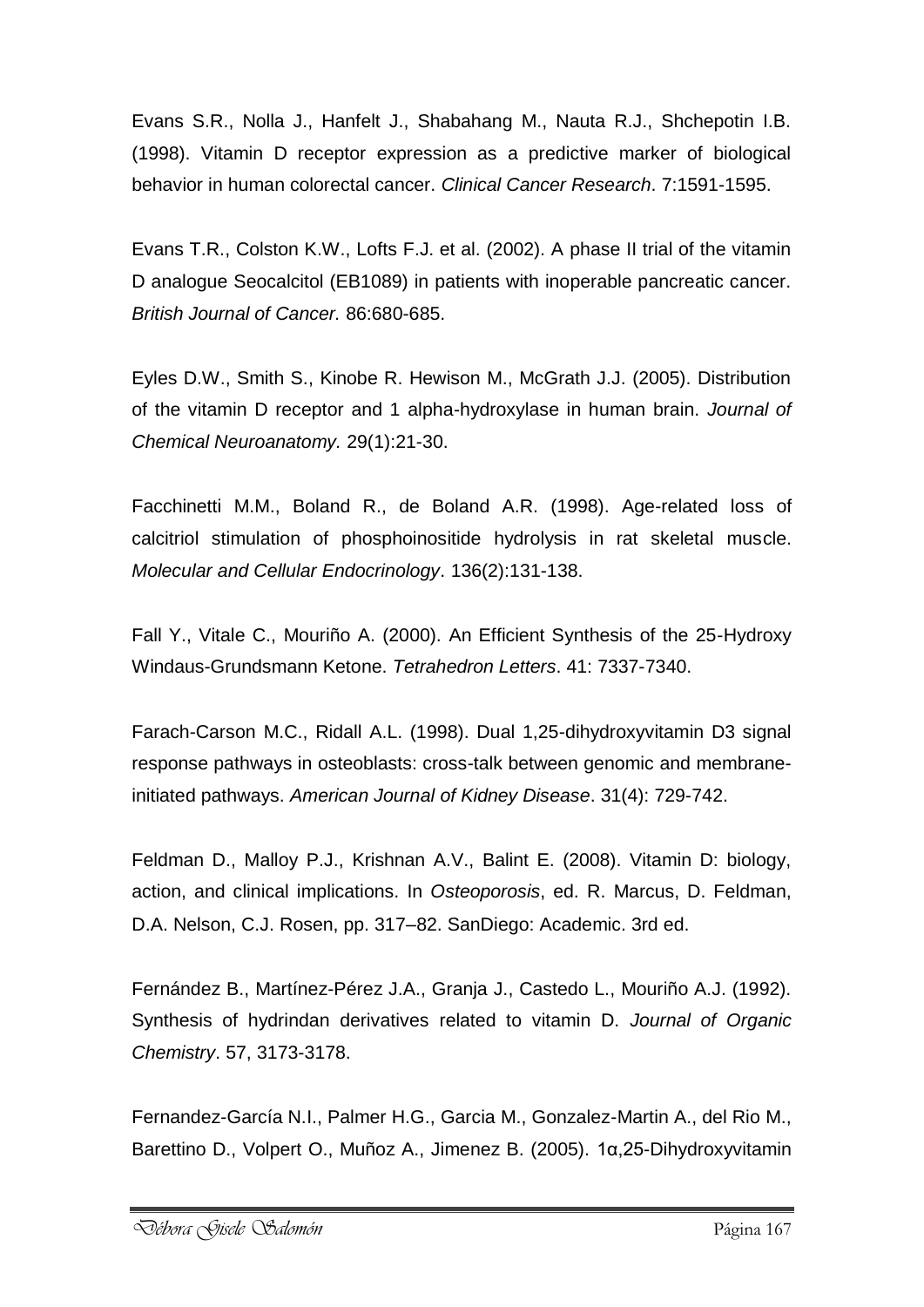Evans S.R., Nolla J., Hanfelt J., Shabahang M., Nauta R.J., Shchepotin I.B. (1998). Vitamin D receptor expression as a predictive marker of biological behavior in human colorectal cancer. *Clinical Cancer Research*. 7:1591-1595.

Evans T.R., Colston K.W., Lofts F.J. et al. (2002). A phase II trial of the vitamin D analogue Seocalcitol (EB1089) in patients with inoperable pancreatic cancer. *British Journal of Cancer.* 86:680-685.

Eyles D.W., Smith S., Kinobe R. Hewison M., McGrath J.J. (2005). Distribution of the vitamin D receptor and 1 alpha-hydroxylase in human brain. *Journal of Chemical Neuroanatomy.* 29(1):21-30.

Facchinetti M.M., Boland R., de Boland A.R. (1998). Age-related loss of calcitriol stimulation of phosphoinositide hydrolysis in rat skeletal muscle. *Molecular and Cellular Endocrinology*. 136(2):131-138.

Fall Y., Vitale C., Mouriño A. (2000). An Efficient Synthesis of the 25-Hydroxy Windaus-Grundsmann Ketone. *Tetrahedron Letters*. 41: 7337-7340.

Farach-Carson M.C., Ridall A.L. (1998). Dual 1,25-dihydroxyvitamin D3 signal response pathways in osteoblasts: cross-talk between genomic and membrane-initiated pathways. *American Journal of Kidney Disease*. 31(4): 729-742.

Feldman D., Malloy P.J., Krishnan A.V., Balint E. (2008). Vitamin D: biology, action, and clinical implications. In *Osteoporosis*, ed. R. Marcus, D. Feldman, D.A. Nelson, C.J. Rosen, pp. 317–82. SanDiego: Academic. 3rd ed.

Fernández B., Martínez-Pérez J.A., Granja J., Castedo L., Mouriño A.J. (1992). Synthesis of hydrindan derivatives related to vitamin D. *Journal of Organic Chemistry*. 57, 3173-3178.

Fernandez-García N.I., Palmer H.G., Garcia M., Gonzalez-Martin A., del Rio M., Barettino D., Volpert O., Muñoz A., Jimenez B. (2005). 1α,25-Dihydroxyvitamin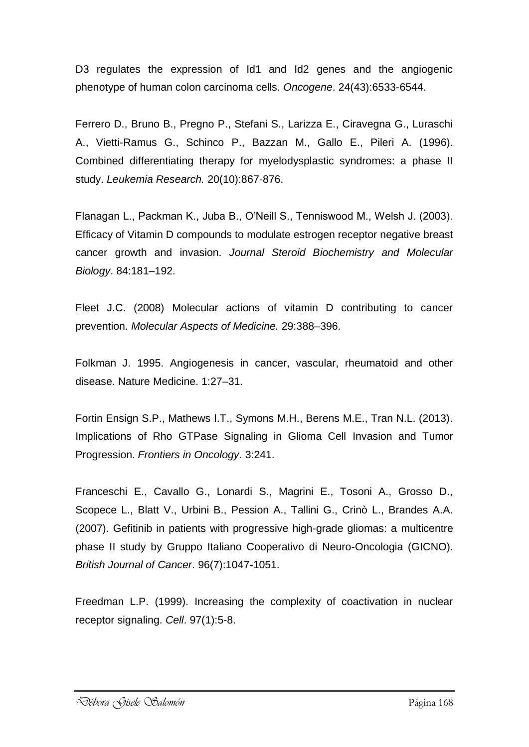D3 regulates the expression of Id1 and Id2 genes and the angiogenic phenotype of human colon carcinoma cells. *Oncogene*. 24(43):6533-6544.

Ferrero D., Bruno B., Pregno P., Stefani S., Larizza E., Ciravegna G., Luraschi A., Vietti-Ramus G., Schinco P., Bazzan M., Gallo E., Pileri A. (1996). Combined differentiating therapy for myelodysplastic syndromes: a phase II study. *Leukemia Research.* 20(10):867-876.

Flanagan L., Packman K., Juba B., O'Neill S., Tenniswood M., Welsh J. (2003). Efficacy of Vitamin D compounds to modulate estrogen receptor negative breast cancer growth and invasion. *Journal Steroid Biochemistry and Molecular Biology*. 84:181–192.

Fleet J.C. (2008) Molecular actions of vitamin D contributing to cancer prevention. *Molecular Aspects of Medicine.* 29:388–396.

Folkman J. 1995. Angiogenesis in cancer, vascular, rheumatoid and other disease. Nature Medicine. 1:27–31.

Fortin Ensign S.P., Mathews I.T., Symons M.H., Berens M.E., Tran N.L. (2013). Implications of Rho GTPase Signaling in Glioma Cell Invasion and Tumor Progression. *Frontiers in Oncology*. 3:241.

Franceschi E., Cavallo G., Lonardi S., Magrini E., Tosoni A., Grosso D., Scopece L., Blatt V., Urbini B., Pession A., Tallini G., Crinò L., Brandes A.A. (2007). Gefitinib in patients with progressive high-grade gliomas: a multicentre phase II study by Gruppo Italiano Cooperativo di Neuro-Oncologia (GICNO). *British Journal of Cancer*. 96(7):1047-1051.

Freedman L.P. (1999). Increasing the complexity of coactivation in nuclear receptor signaling. *Cell*. 97(1):5-8.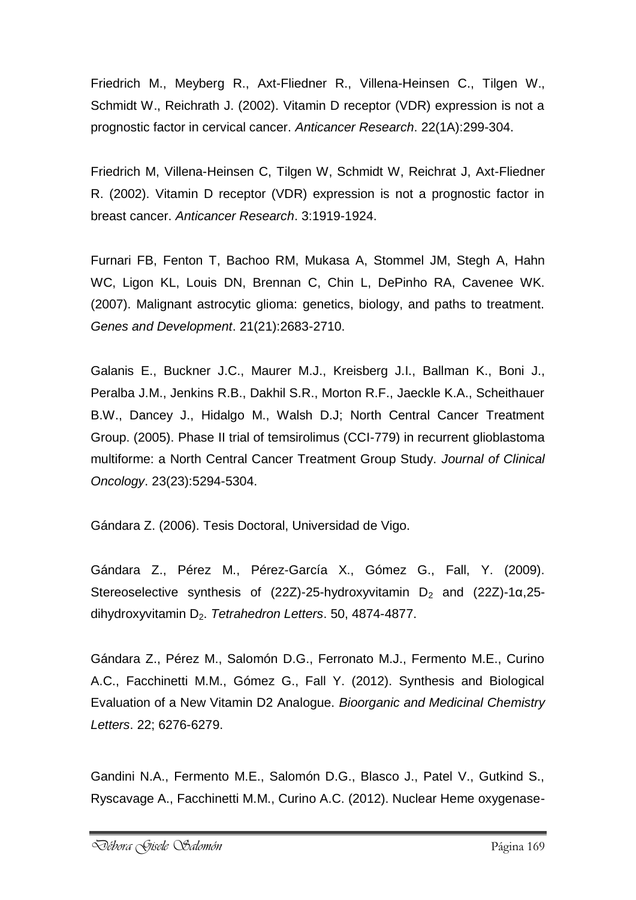Friedrich M., Meyberg R., Axt-Fliedner R., Villena-Heinsen C., Tilgen W., Schmidt W., Reichrath J. (2002). Vitamin D receptor (VDR) expression is not a prognostic factor in cervical cancer. *Anticancer Research*. 22(1A):299-304.

Friedrich M, Villena-Heinsen C, Tilgen W, Schmidt W, Reichrat J, Axt-Fliedner R. (2002). Vitamin D receptor (VDR) expression is not a prognostic factor in breast cancer. *Anticancer Research*. 3:1919-1924.

Furnari FB, Fenton T, Bachoo RM, Mukasa A, Stommel JM, Stegh A, Hahn WC, Ligon KL, Louis DN, Brennan C, Chin L, DePinho RA, Cavenee WK. (2007). Malignant astrocytic glioma: genetics, biology, and paths to treatment. *Genes and Development*. 21(21):2683-2710.

Galanis E., Buckner J.C., Maurer M.J., Kreisberg J.I., Ballman K., Boni J., Peralba J.M., Jenkins R.B., Dakhil S.R., Morton R.F., Jaeckle K.A., Scheithauer B.W., Dancey J., Hidalgo M., Walsh D.J; North Central Cancer Treatment Group. (2005). Phase II trial of temsirolimus (CCI-779) in recurrent glioblastoma multiforme: a North Central Cancer Treatment Group Study. *Journal of Clinical Oncology*. 23(23):5294-5304.

Gándara Z. (2006). Tesis Doctoral, Universidad de Vigo.

Gándara Z., Pérez M., Pérez-García X., Gómez G., Fall, Y. (2009). Stereoselective synthesis of (22Z)-25-hydroxyvitamin $D_2$ and (22Z)-1α,25-dihydroxyvitamin $D_2$. *Tetrahedron Letters*. 50, 4874-4877.

Gándara Z., Pérez M., Salomón D.G., Ferronato M.J., Fermento M.E., Curino A.C., Facchinetti M.M., Gómez G., Fall Y. (2012). Synthesis and Biological Evaluation of a New Vitamin D2 Analogue. *Bioorganic and Medicinal Chemistry Letters*. 22; 6276-6279.

Gandini N.A., Fermento M.E., Salomón D.G., Blasco J., Patel V., Gutkind S., Ryscavage A., Facchinetti M.M., Curino A.C. (2012). Nuclear Heme oxygenase-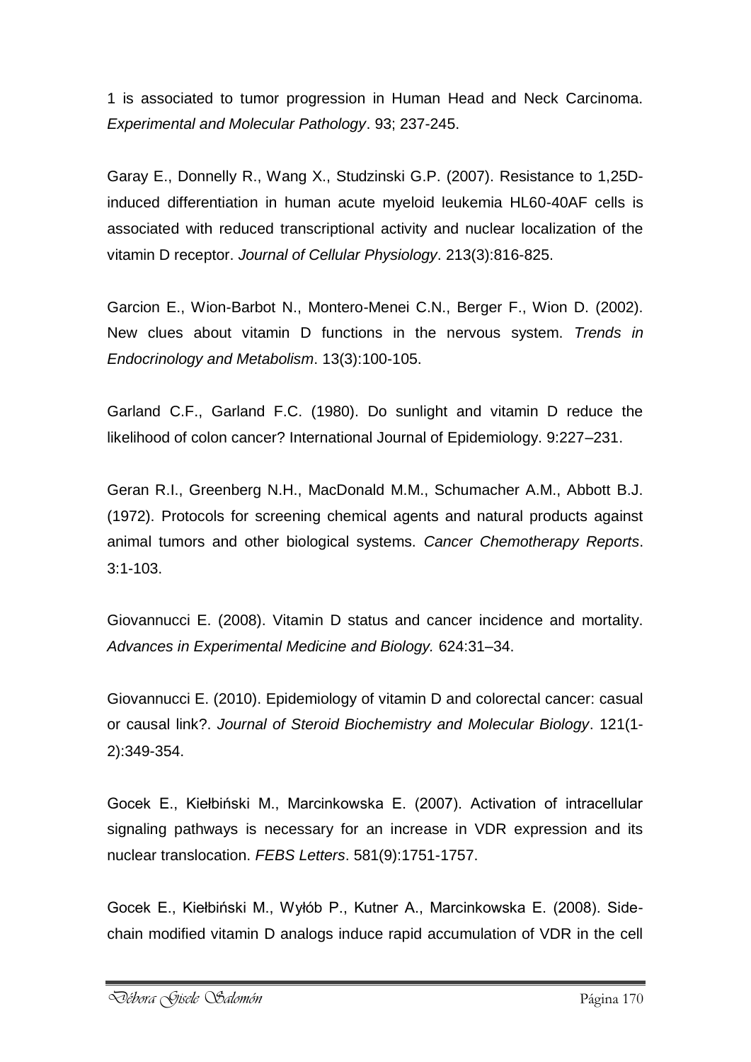1 is associated to tumor progression in Human Head and Neck Carcinoma. *Experimental and Molecular Pathology*. 93; 237-245.

Garay E., Donnelly R., Wang X., Studzinski G.P. (2007). Resistance to 1,25D-induced differentiation in human acute myeloid leukemia HL60-40AF cells is associated with reduced transcriptional activity and nuclear localization of the vitamin D receptor. *Journal of Cellular Physiology*. 213(3):816-825.

Garcion E., Wion-Barbot N., Montero-Menei C.N., Berger F., Wion D. (2002). New clues about vitamin D functions in the nervous system. *Trends in Endocrinology and Metabolism*. 13(3):100-105.

Garland C.F., Garland F.C. (1980). Do sunlight and vitamin D reduce the likelihood of colon cancer? International Journal of Epidemiology. 9:227–231.

Geran R.I., Greenberg N.H., MacDonald M.M., Schumacher A.M., Abbott B.J. (1972). Protocols for screening chemical agents and natural products against animal tumors and other biological systems. *Cancer Chemotherapy Reports*. 3:1-103.

Giovannucci E. (2008). Vitamin D status and cancer incidence and mortality. *Advances in Experimental Medicine and Biology.* 624:31–34.

Giovannucci E. (2010). Epidemiology of vitamin D and colorectal cancer: casual or causal link?. *Journal of Steroid Biochemistry and Molecular Biology*. 121(1-2):349-354.

Gocek E., Kiełbiński M., Marcinkowska E. (2007). Activation of intracellular signaling pathways is necessary for an increase in VDR expression and its nuclear translocation. *FEBS Letters*. 581(9):1751-1757.

Gocek E., Kiełbiński M., Wyłób P., Kutner A., Marcinkowska E. (2008). Side-chain modified vitamin D analogs induce rapid accumulation of VDR in the cell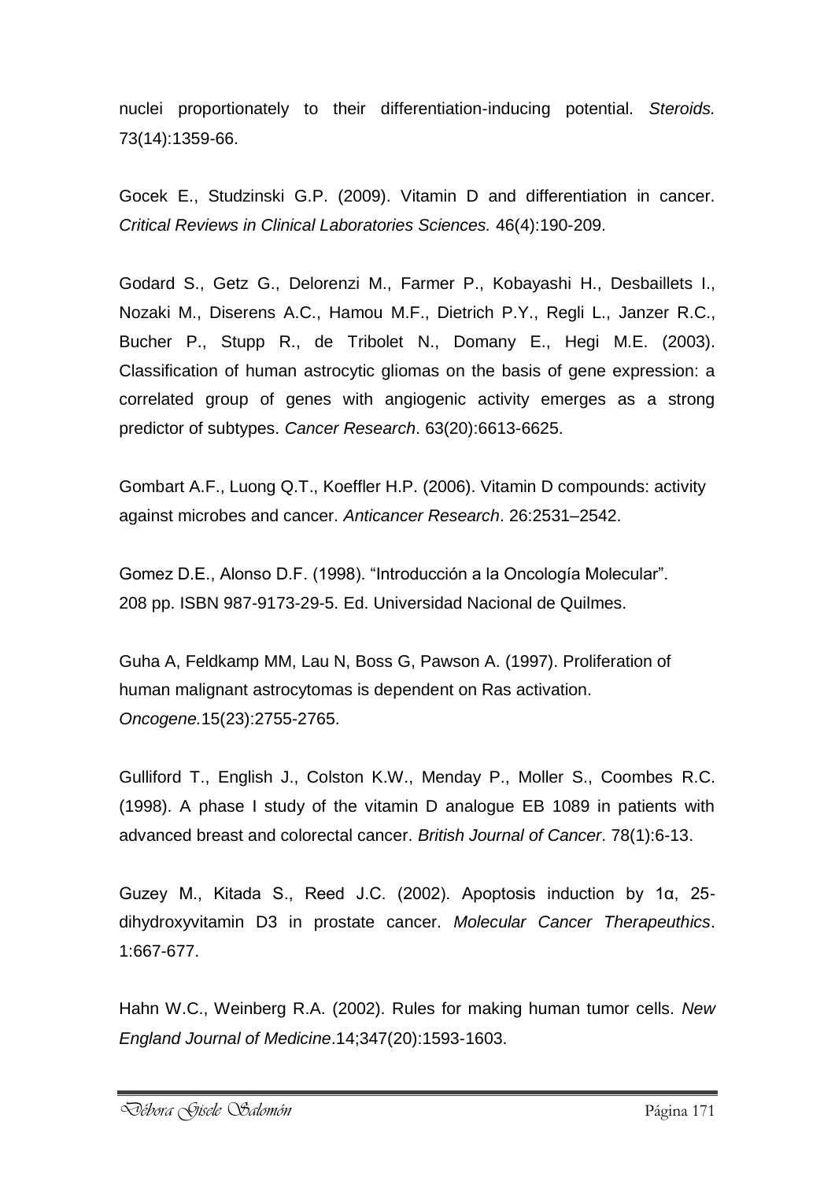nuclei proportionately to their differentiation-inducing potential. *Steroids.* 73(14):1359-66.

Gocek E., Studzinski G.P. (2009). Vitamin D and differentiation in cancer. *Critical Reviews in Clinical Laboratories Sciences.* 46(4):190-209.

Godard S., Getz G., Delorenzi M., Farmer P., Kobayashi H., Desbaillets I., Nozaki M., Diserens A.C., Hamou M.F., Dietrich P.Y., Regli L., Janzer R.C., Bucher P., Stupp R., de Tribolet N., Domany E., Hegi M.E. (2003). Classification of human astrocytic gliomas on the basis of gene expression: a correlated group of genes with angiogenic activity emerges as a strong predictor of subtypes. *Cancer Research*. 63(20):6613-6625.

Gombart A.F., Luong Q.T., Koeffler H.P. (2006). Vitamin D compounds: activity against microbes and cancer. *Anticancer Research*. 26:2531–2542.

Gomez D.E., Alonso D.F. (1998). "Introducción a la Oncología Molecular". 208 pp. ISBN 987-9173-29-5. Ed. Universidad Nacional de Quilmes.

Guha A, Feldkamp MM, Lau N, Boss G, Pawson A. (1997). Proliferation of human malignant astrocytomas is dependent on Ras activation. *Oncogene.*15(23):2755-2765.

Gulliford T., English J., Colston K.W., Menday P., Moller S., Coombes R.C. (1998). A phase I study of the vitamin D analogue EB 1089 in patients with advanced breast and colorectal cancer. *British Journal of Cancer*. 78(1):6-13.

Guzey M., Kitada S., Reed J.C. (2002). Apoptosis induction by 1α, 25-dihydroxyvitamin D3 in prostate cancer. *Molecular Cancer Therapeuthics*. 1:667-677.

Hahn W.C., Weinberg R.A. (2002). Rules for making human tumor cells. *New England Journal of Medicine*.14;347(20):1593-1603.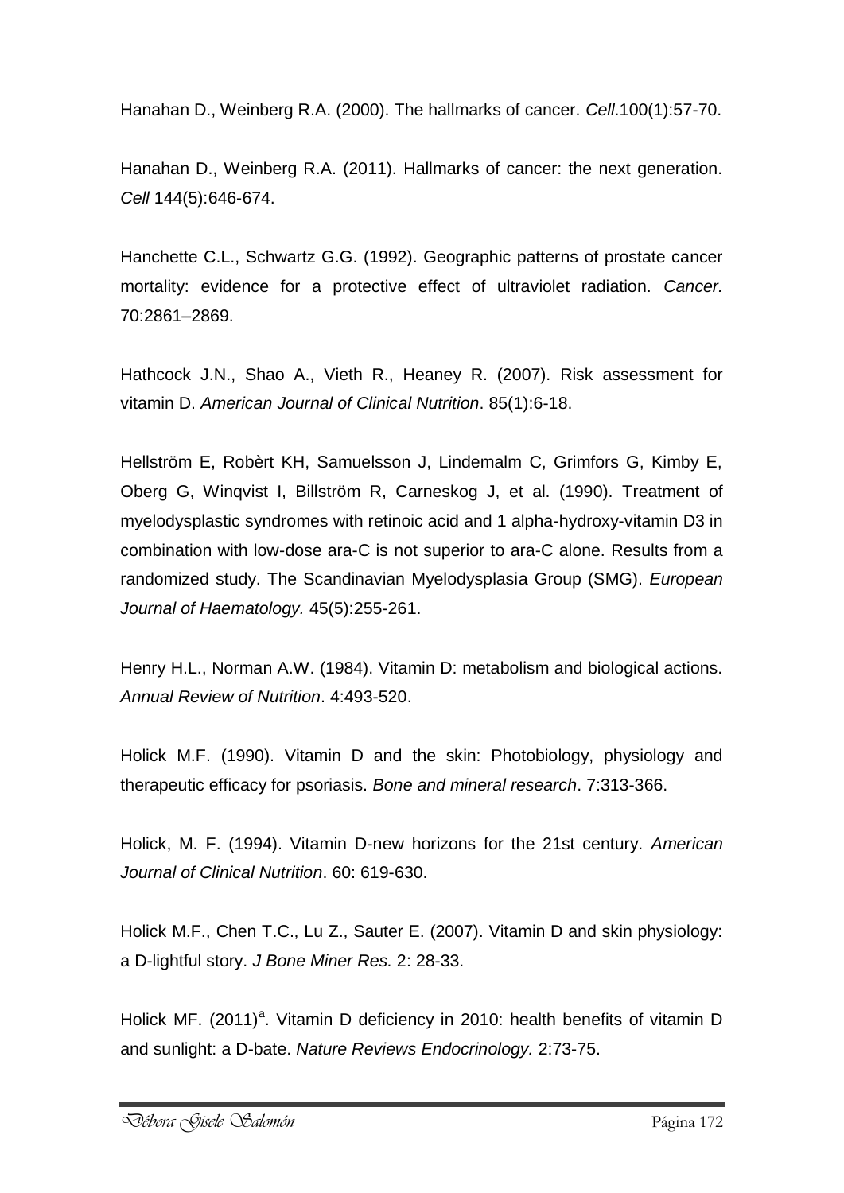Hanahan D., Weinberg R.A. (2000). The hallmarks of cancer. *Cell*.100(1):57-70.

Hanahan D., Weinberg R.A. (2011). Hallmarks of cancer: the next generation. *Cell* 144(5):646-674.

Hanchette C.L., Schwartz G.G. (1992). Geographic patterns of prostate cancer mortality: evidence for a protective effect of ultraviolet radiation. *Cancer.* 70:2861–2869.

Hathcock J.N., Shao A., Vieth R., Heaney R. (2007). Risk assessment for vitamin D. *American Journal of Clinical Nutrition*. 85(1):6-18.

Hellström E, Robèrt KH, Samuelsson J, Lindemalm C, Grimfors G, Kimby E, Oberg G, Winqvist I, Billström R, Carneskog J, et al. (1990). Treatment of myelodysplastic syndromes with retinoic acid and 1 alpha-hydroxy-vitamin D3 in combination with low-dose ara-C is not superior to ara-C alone. Results from a randomized study. The Scandinavian Myelodysplasia Group (SMG). *European Journal of Haematology.* 45(5):255-261.

Henry H.L., Norman A.W. (1984). Vitamin D: metabolism and biological actions. *Annual Review of Nutrition*. 4:493-520.

Holick M.F. (1990). Vitamin D and the skin: Photobiology, physiology and therapeutic efficacy for psoriasis. *Bone and mineral research*. 7:313-366.

Holick, M. F. (1994). Vitamin D-new horizons for the 21st century. *American Journal of Clinical Nutrition*. 60: 619-630.

Holick M.F., Chen T.C., Lu Z., Sauter E. (2007). Vitamin D and skin physiology: a D-lightful story. *J Bone Miner Res.* 2: 28-33.

Holick MF. (2011)[a]. Vitamin D deficiency in 2010: health benefits of vitamin D and sunlight: a D-bate. *Nature Reviews Endocrinology.* 2:73-75.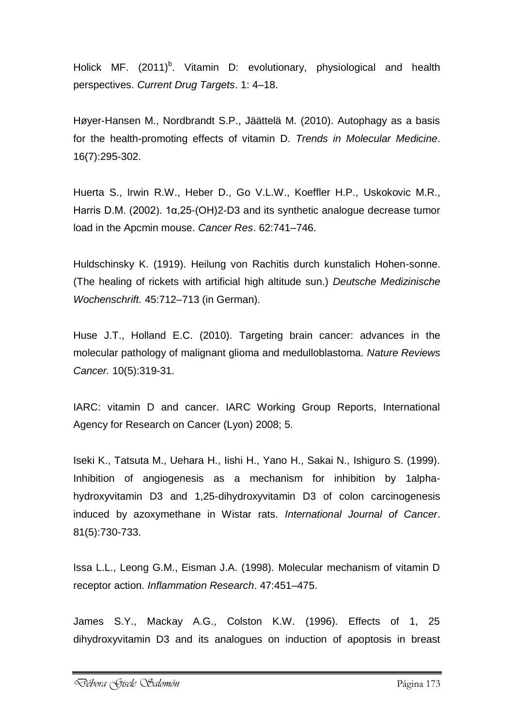Holick MF. (2011)[b]. Vitamin D: evolutionary, physiological and health perspectives. *Current Drug Targets*. 1: 4–18.

Høyer-Hansen M., Nordbrandt S.P., Jäättelä M. (2010). Autophagy as a basis for the health-promoting effects of vitamin D. *Trends in Molecular Medicine*. 16(7):295-302.

Huerta S., Irwin R.W., Heber D., Go V.L.W., Koeffler H.P., Uskokovic M.R., Harris D.M. (2002). 1α,25-(OH)2-D3 and its synthetic analogue decrease tumor load in the Apcmin mouse. *Cancer Res*. 62:741–746.

Huldschinsky K. (1919). Heilung von Rachitis durch kunstalich Hohen-sonne. (The healing of rickets with artificial high altitude sun.) *Deutsche Medizinische Wochenschrift.* 45:712–713 (in German).

Huse J.T., Holland E.C. (2010). Targeting brain cancer: advances in the molecular pathology of malignant glioma and medulloblastoma. *Nature Reviews Cancer.* 10(5):319-31.

IARC: vitamin D and cancer. IARC Working Group Reports, International Agency for Research on Cancer (Lyon) 2008; 5.

Iseki K., Tatsuta M., Uehara H., Iishi H., Yano H., Sakai N., Ishiguro S. (1999). Inhibition of angiogenesis as a mechanism for inhibition by 1alpha-hydroxyvitamin D3 and 1,25-dihydroxyvitamin D3 of colon carcinogenesis induced by azoxymethane in Wistar rats. *International Journal of Cancer*. 81(5):730-733.

Issa L.L., Leong G.M., Eisman J.A. (1998). Molecular mechanism of vitamin D receptor action. *Inflammation Research*. 47:451–475.

James S.Y., Mackay A.G., Colston K.W. (1996). Effects of 1, 25 dihydroxyvitamin D3 and its analogues on induction of apoptosis in breast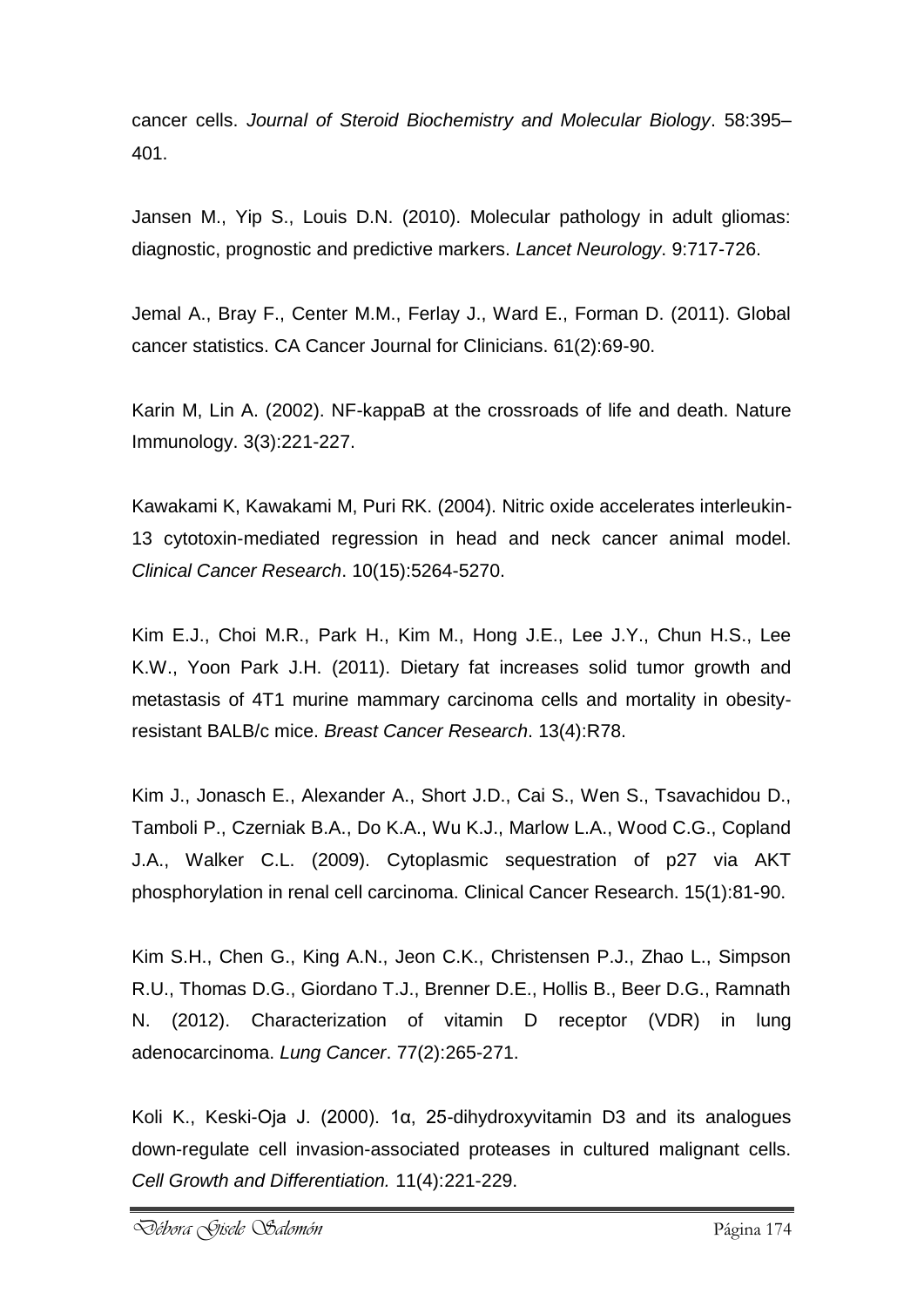cancer cells. *Journal of Steroid Biochemistry and Molecular Biology*. 58:395–401.

Jansen M., Yip S., Louis D.N. (2010). Molecular pathology in adult gliomas: diagnostic, prognostic and predictive markers. *Lancet Neurology*. 9:717-726.

Jemal A., Bray F., Center M.M., Ferlay J., Ward E., Forman D. (2011). Global cancer statistics. CA Cancer Journal for Clinicians. 61(2):69-90.

Karin M, Lin A. (2002). NF-kappaB at the crossroads of life and death. Nature Immunology. 3(3):221-227.

Kawakami K, Kawakami M, Puri RK. (2004). Nitric oxide accelerates interleukin-13 cytotoxin-mediated regression in head and neck cancer animal model. *Clinical Cancer Research*. 10(15):5264-5270.

Kim E.J., Choi M.R., Park H., Kim M., Hong J.E., Lee J.Y., Chun H.S., Lee K.W., Yoon Park J.H. (2011). Dietary fat increases solid tumor growth and metastasis of 4T1 murine mammary carcinoma cells and mortality in obesity-resistant BALB/c mice. *Breast Cancer Research*. 13(4):R78.

Kim J., Jonasch E., Alexander A., Short J.D., Cai S., Wen S., Tsavachidou D., Tamboli P., Czerniak B.A., Do K.A., Wu K.J., Marlow L.A., Wood C.G., Copland J.A., Walker C.L. (2009). Cytoplasmic sequestration of p27 via AKT phosphorylation in renal cell carcinoma. Clinical Cancer Research. 15(1):81-90.

Kim S.H., Chen G., King A.N., Jeon C.K., Christensen P.J., Zhao L., Simpson R.U., Thomas D.G., Giordano T.J., Brenner D.E., Hollis B., Beer D.G., Ramnath N. (2012). Characterization of vitamin D receptor (VDR) in lung adenocarcinoma. *Lung Cancer*. 77(2):265-271.

Koli K., Keski-Oja J. (2000). 1α, 25-dihydroxyvitamin D3 and its analogues down-regulate cell invasion-associated proteases in cultured malignant cells. *Cell Growth and Differentiation.* 11(4):221-229.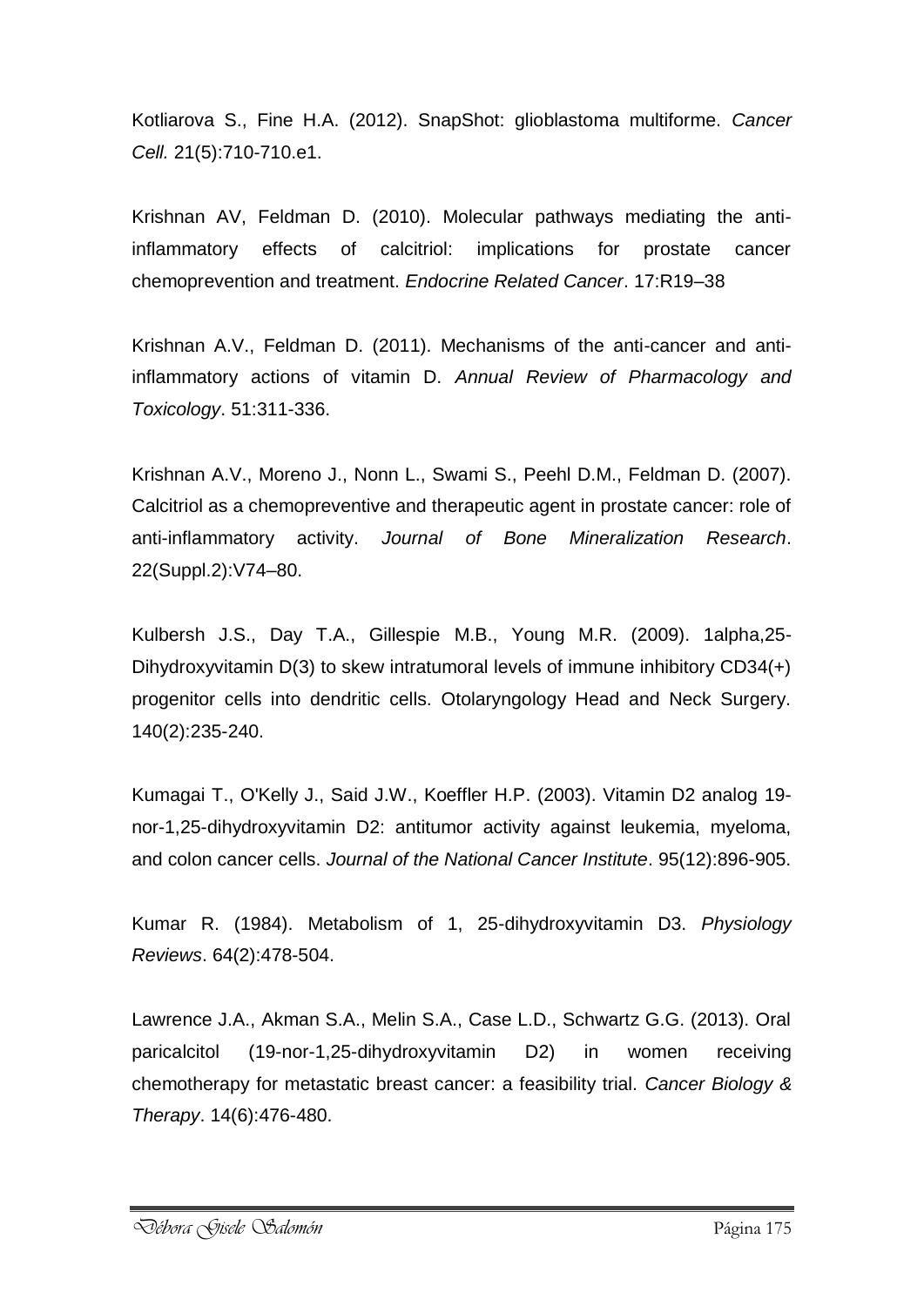Kotliarova S., Fine H.A. (2012). SnapShot: glioblastoma multiforme. *Cancer Cell.* 21(5):710-710.e1.

Krishnan AV, Feldman D. (2010). Molecular pathways mediating the anti-inflammatory effects of calcitriol: implications for prostate cancer chemoprevention and treatment. *Endocrine Related Cancer*. 17:R19–38

Krishnan A.V., Feldman D. (2011). Mechanisms of the anti-cancer and anti-inflammatory actions of vitamin D. *Annual Review of Pharmacology and Toxicology*. 51:311-336.

Krishnan A.V., Moreno J., Nonn L., Swami S., Peehl D.M., Feldman D. (2007). Calcitriol as a chemopreventive and therapeutic agent in prostate cancer: role of anti-inflammatory activity. *Journal of Bone Mineralization Research*. 22(Suppl.2):V74–80.

Kulbersh J.S., Day T.A., Gillespie M.B., Young M.R. (2009). 1alpha,25-Dihydroxyvitamin D(3) to skew intratumoral levels of immune inhibitory CD34(+) progenitor cells into dendritic cells. Otolaryngology Head and Neck Surgery. 140(2):235-240.

Kumagai T., O'Kelly J., Said J.W., Koeffler H.P. (2003). Vitamin D2 analog 19-nor-1,25-dihydroxyvitamin D2: antitumor activity against leukemia, myeloma, and colon cancer cells. *Journal of the National Cancer Institute*. 95(12):896-905.

Kumar R. (1984). Metabolism of 1, 25-dihydroxyvitamin D3. *Physiology Reviews*. 64(2):478-504.

Lawrence J.A., Akman S.A., Melin S.A., Case L.D., Schwartz G.G. (2013). Oral paricalcitol (19-nor-1,25-dihydroxyvitamin D2) in women receiving chemotherapy for metastatic breast cancer: a feasibility trial. *Cancer Biology & Therapy*. 14(6):476-480.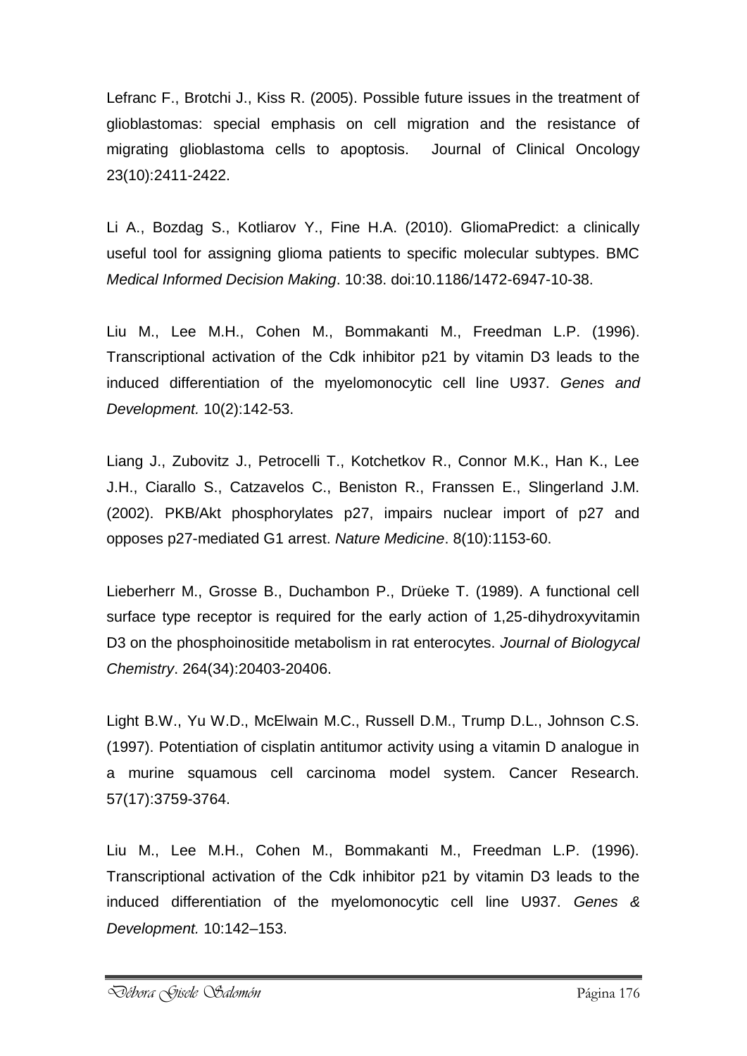Lefranc F., Brotchi J., Kiss R. (2005). Possible future issues in the treatment of glioblastomas: special emphasis on cell migration and the resistance of migrating glioblastoma cells to apoptosis. Journal of Clinical Oncology 23(10):2411-2422.

Li A., Bozdag S., Kotliarov Y., Fine H.A. (2010). GliomaPredict: a clinically useful tool for assigning glioma patients to specific molecular subtypes. BMC *Medical Informed Decision Making*. 10:38. doi:10.1186/1472-6947-10-38.

Liu M., Lee M.H., Cohen M., Bommakanti M., Freedman L.P. (1996). Transcriptional activation of the Cdk inhibitor p21 by vitamin D3 leads to the induced differentiation of the myelomonocytic cell line U937. *Genes and Development.* 10(2):142-53.

Liang J., Zubovitz J., Petrocelli T., Kotchetkov R., Connor M.K., Han K., Lee J.H., Ciarallo S., Catzavelos C., Beniston R., Franssen E., Slingerland J.M. (2002). PKB/Akt phosphorylates p27, impairs nuclear import of p27 and opposes p27-mediated G1 arrest. *Nature Medicine*. 8(10):1153-60.

Lieberherr M., Grosse B., Duchambon P., Drüeke T. (1989). A functional cell surface type receptor is required for the early action of 1,25-dihydroxyvitamin D3 on the phosphoinositide metabolism in rat enterocytes. *Journal of Biologycal Chemistry*. 264(34):20403-20406.

Light B.W., Yu W.D., McElwain M.C., Russell D.M., Trump D.L., Johnson C.S. (1997). Potentiation of cisplatin antitumor activity using a vitamin D analogue in a murine squamous cell carcinoma model system. Cancer Research. 57(17):3759-3764.

Liu M., Lee M.H., Cohen M., Bommakanti M., Freedman L.P. (1996). Transcriptional activation of the Cdk inhibitor p21 by vitamin D3 leads to the induced differentiation of the myelomonocytic cell line U937. *Genes & Development.* 10:142–153.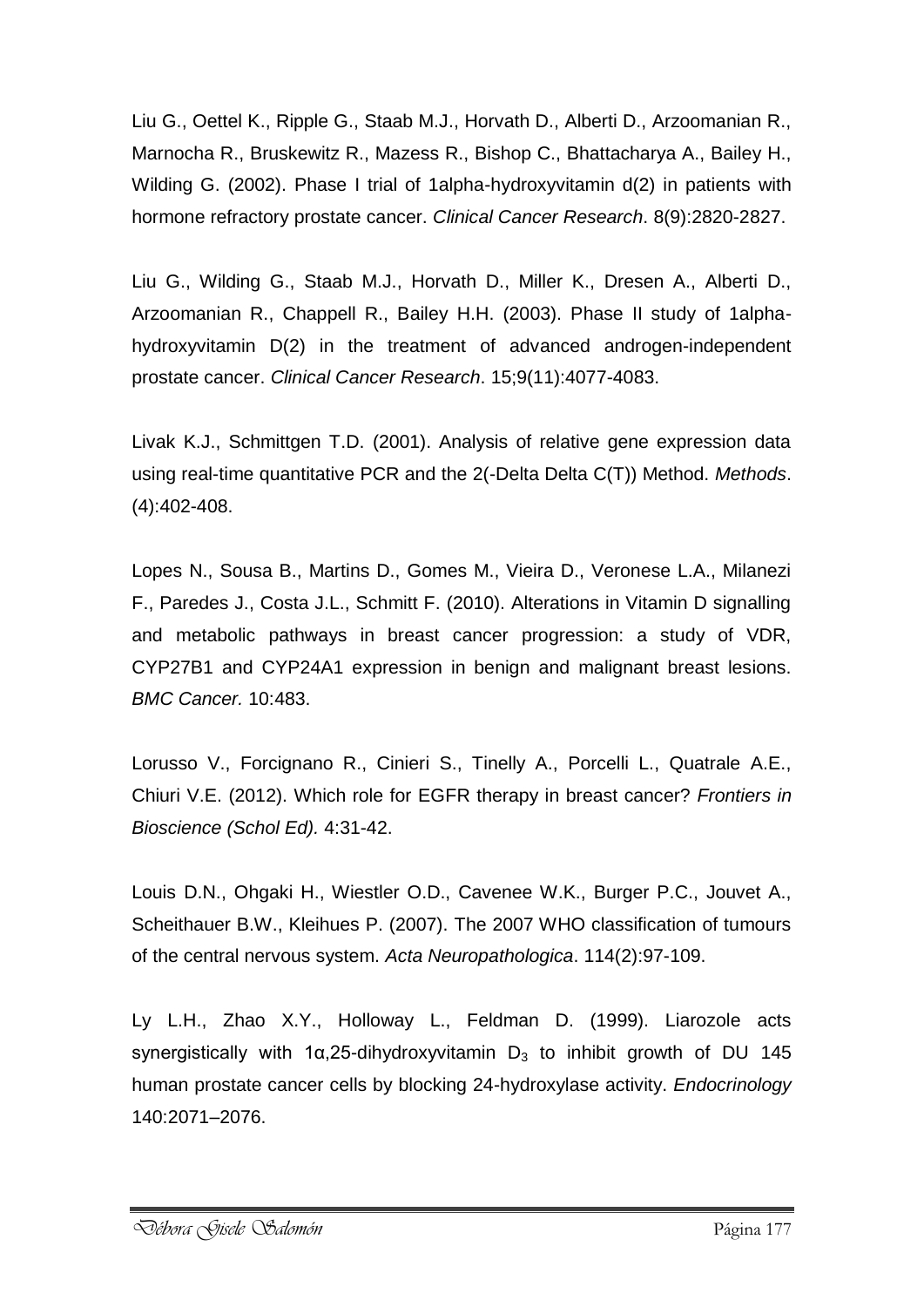Liu G., Oettel K., Ripple G., Staab M.J., Horvath D., Alberti D., Arzoomanian R., Marnocha R., Bruskewitz R., Mazess R., Bishop C., Bhattacharya A., Bailey H., Wilding G. (2002). Phase I trial of 1alpha-hydroxyvitamin d(2) in patients with hormone refractory prostate cancer. *Clinical Cancer Research*. 8(9):2820-2827.

Liu G., Wilding G., Staab M.J., Horvath D., Miller K., Dresen A., Alberti D., Arzoomanian R., Chappell R., Bailey H.H. (2003). Phase II study of 1alpha-hydroxyvitamin D(2) in the treatment of advanced androgen-independent prostate cancer. *Clinical Cancer Research*. 15;9(11):4077-4083.

Livak K.J., Schmittgen T.D. (2001). Analysis of relative gene expression data using real-time quantitative PCR and the 2(-Delta Delta C(T)) Method. *Methods*. (4):402-408.

Lopes N., Sousa B., Martins D., Gomes M., Vieira D., Veronese L.A., Milanezi F., Paredes J., Costa J.L., Schmitt F. (2010). Alterations in Vitamin D signalling and metabolic pathways in breast cancer progression: a study of VDR, CYP27B1 and CYP24A1 expression in benign and malignant breast lesions. *BMC Cancer.* 10:483.

Lorusso V., Forcignano R., Cinieri S., Tinelly A., Porcelli L., Quatrale A.E., Chiuri V.E. (2012). Which role for EGFR therapy in breast cancer? *Frontiers in Bioscience (Schol Ed).* 4:31-42.

Louis D.N., Ohgaki H., Wiestler O.D., Cavenee W.K., Burger P.C., Jouvet A., Scheithauer B.W., Kleihues P. (2007). The 2007 WHO classification of tumours of the central nervous system. *Acta Neuropathologica*. 114(2):97-109.

Ly L.H., Zhao X.Y., Holloway L., Feldman D. (1999). Liarozole acts synergistically with 1α,25-dihydroxyvitamin $D_3$ to inhibit growth of DU 145 human prostate cancer cells by blocking 24-hydroxylase activity. *Endocrinology* 140:2071–2076.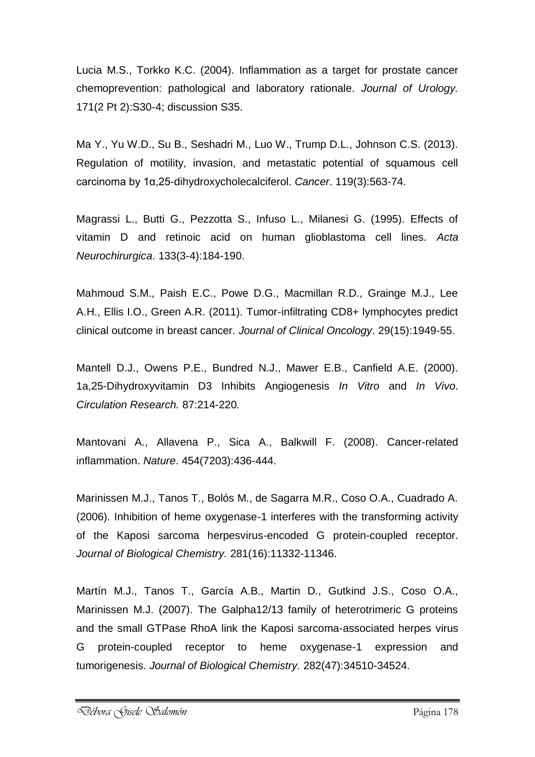Lucia M.S., Torkko K.C. (2004). Inflammation as a target for prostate cancer chemoprevention: pathological and laboratory rationale. *Journal of Urology.* 171(2 Pt 2):S30-4; discussion S35.

Ma Y., Yu W.D., Su B., Seshadri M., Luo W., Trump D.L., Johnson C.S. (2013). Regulation of motility, invasion, and metastatic potential of squamous cell carcinoma by 1α,25-dihydroxycholecalciferol. *Cancer*. 119(3):563-74.

Magrassi L., Butti G., Pezzotta S., Infuso L., Milanesi G. (1995). Effects of vitamin D and retinoic acid on human glioblastoma cell lines. *Acta Neurochirurgica*. 133(3-4):184-190.

Mahmoud S.M., Paish E.C., Powe D.G., Macmillan R.D., Grainge M.J., Lee A.H., Ellis I.O., Green A.R. (2011). Tumor-infiltrating CD8+ lymphocytes predict clinical outcome in breast cancer. *Journal of Clinical Oncology*. 29(15):1949-55.

Mantell D.J., Owens P.E., Bundred N.J., Mawer E.B., Canfield A.E. (2000). 1a,25-Dihydroxyvitamin D3 Inhibits Angiogenesis *In Vitro* and *In Vivo*. *Circulation Research.* 87:214-220.

Mantovani A., Allavena P., Sica A., Balkwill F. (2008). Cancer-related inflammation. *Nature*. 454(7203):436-444.

Marinissen M.J., Tanos T., Bolós M., de Sagarra M.R., Coso O.A., Cuadrado A. (2006). Inhibition of heme oxygenase-1 interferes with the transforming activity of the Kaposi sarcoma herpesvirus-encoded G protein-coupled receptor. *Journal of Biological Chemistry.* 281(16):11332-11346.

Martín M.J., Tanos T., García A.B., Martin D., Gutkind J.S., Coso O.A., Marinissen M.J. (2007). The Galpha12/13 family of heterotrimeric G proteins and the small GTPase RhoA link the Kaposi sarcoma-associated herpes virus G protein-coupled receptor to heme oxygenase-1 expression and tumorigenesis. *Journal of Biological Chemistry.* 282(47):34510-34524.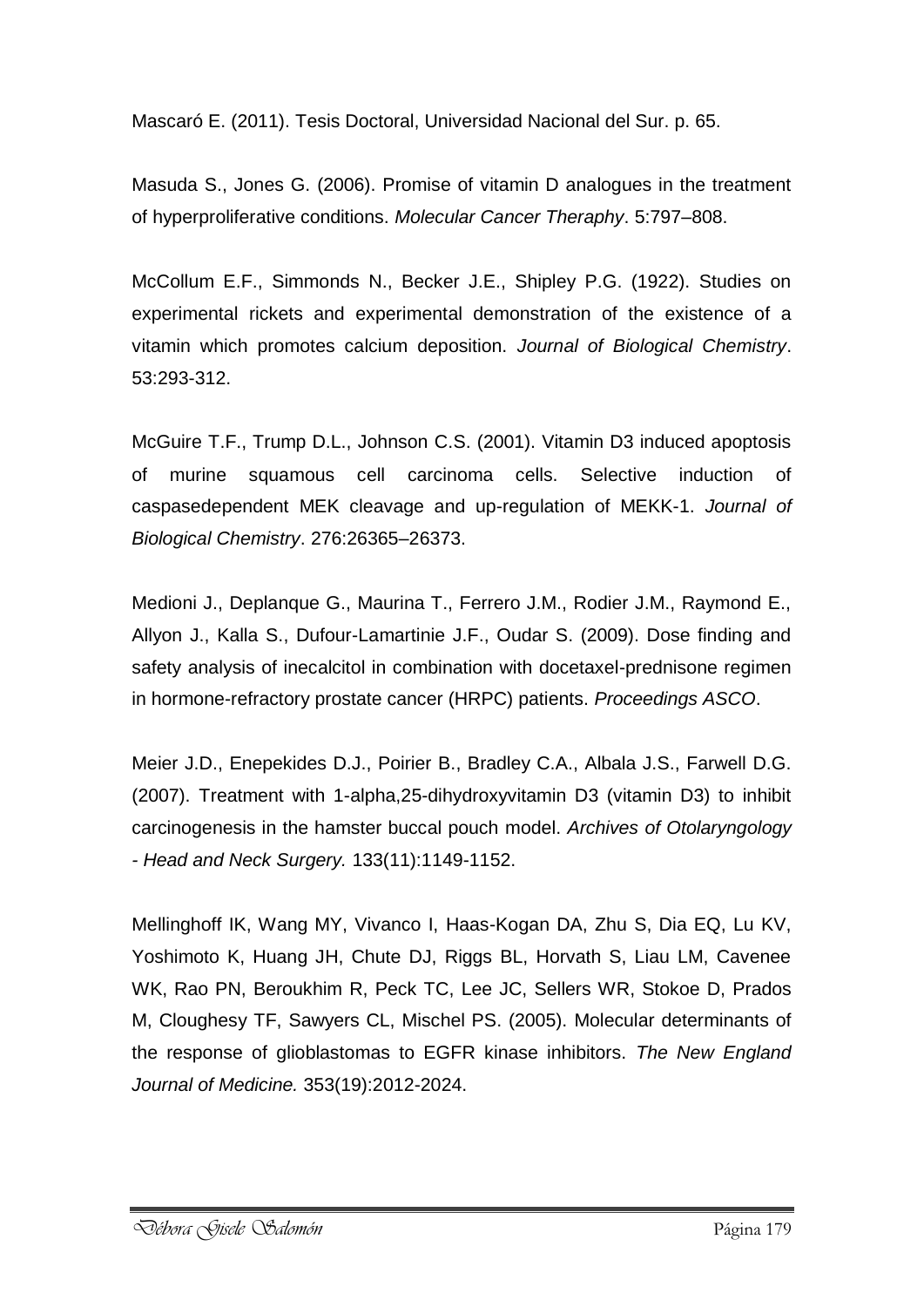Mascaró E. (2011). Tesis Doctoral, Universidad Nacional del Sur. p. 65.

Masuda S., Jones G. (2006). Promise of vitamin D analogues in the treatment of hyperproliferative conditions. *Molecular Cancer Theraphy*. 5:797–808.

McCollum E.F., Simmonds N., Becker J.E., Shipley P.G. (1922). Studies on experimental rickets and experimental demonstration of the existence of a vitamin which promotes calcium deposition. *Journal of Biological Chemistry*. 53:293-312.

McGuire T.F., Trump D.L., Johnson C.S. (2001). Vitamin D3 induced apoptosis of murine squamous cell carcinoma cells. Selective induction of caspasedependent MEK cleavage and up-regulation of MEKK-1. *Journal of Biological Chemistry*. 276:26365–26373.

Medioni J., Deplanque G., Maurina T., Ferrero J.M., Rodier J.M., Raymond E., Allyon J., Kalla S., Dufour-Lamartinie J.F., Oudar S. (2009). Dose finding and safety analysis of inecalcitol in combination with docetaxel-prednisone regimen in hormone-refractory prostate cancer (HRPC) patients. *Proceedings ASCO*.

Meier J.D., Enepekides D.J., Poirier B., Bradley C.A., Albala J.S., Farwell D.G. (2007). Treatment with 1-alpha,25-dihydroxyvitamin D3 (vitamin D3) to inhibit carcinogenesis in the hamster buccal pouch model. *Archives of Otolaryngology - Head and Neck Surgery.* 133(11):1149-1152.

Mellinghoff IK, Wang MY, Vivanco I, Haas-Kogan DA, Zhu S, Dia EQ, Lu KV, Yoshimoto K, Huang JH, Chute DJ, Riggs BL, Horvath S, Liau LM, Cavenee WK, Rao PN, Beroukhim R, Peck TC, Lee JC, Sellers WR, Stokoe D, Prados M, Cloughesy TF, Sawyers CL, Mischel PS. (2005). Molecular determinants of the response of glioblastomas to EGFR kinase inhibitors. *The New England Journal of Medicine.* 353(19):2012-2024.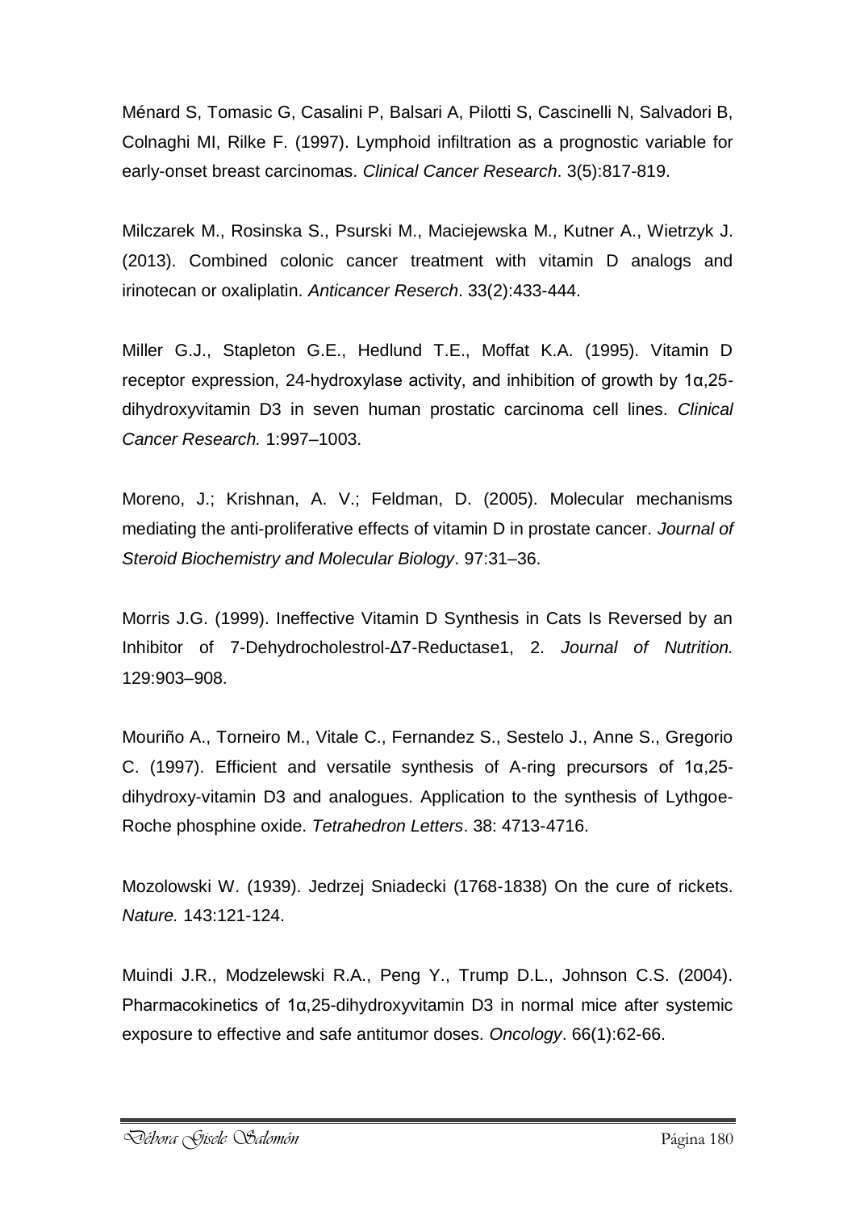Ménard S, Tomasic G, Casalini P, Balsari A, Pilotti S, Cascinelli N, Salvadori B, Colnaghi MI, Rilke F. (1997). Lymphoid infiltration as a prognostic variable for early-onset breast carcinomas. *Clinical Cancer Research*. 3(5):817-819.

Milczarek M., Rosinska S., Psurski M., Maciejewska M., Kutner A., Wietrzyk J. (2013). Combined colonic cancer treatment with vitamin D analogs and irinotecan or oxaliplatin. *Anticancer Reserch*. 33(2):433-444.

Miller G.J., Stapleton G.E., Hedlund T.E., Moffat K.A. (1995). Vitamin D receptor expression, 24-hydroxylase activity, and inhibition of growth by 1α,25-dihydroxyvitamin D3 in seven human prostatic carcinoma cell lines. *Clinical Cancer Research.* 1:997–1003.

Moreno, J.; Krishnan, A. V.; Feldman, D. (2005). Molecular mechanisms mediating the anti-proliferative effects of vitamin D in prostate cancer. *Journal of Steroid Biochemistry and Molecular Biology*. 97:31–36.

Morris J.G. (1999). Ineffective Vitamin D Synthesis in Cats Is Reversed by an Inhibitor of 7-Dehydrocholestrol-Δ7-Reductase1, 2. *Journal of Nutrition.* 129:903–908.

Mouriño A., Torneiro M., Vitale C., Fernandez S., Sestelo J., Anne S., Gregorio C. (1997). Efficient and versatile synthesis of A-ring precursors of 1α,25-dihydroxy-vitamin D3 and analogues. Application to the synthesis of Lythgoe-Roche phosphine oxide. *Tetrahedron Letters*. 38: 4713-4716.

Mozolowski W. (1939). Jedrzej Sniadecki (1768-1838) On the cure of rickets. *Nature.* 143:121-124.

Muindi J.R., Modzelewski R.A., Peng Y., Trump D.L., Johnson C.S. (2004). Pharmacokinetics of 1α,25-dihydroxyvitamin D3 in normal mice after systemic exposure to effective and safe antitumor doses. *Oncology*. 66(1):62-66.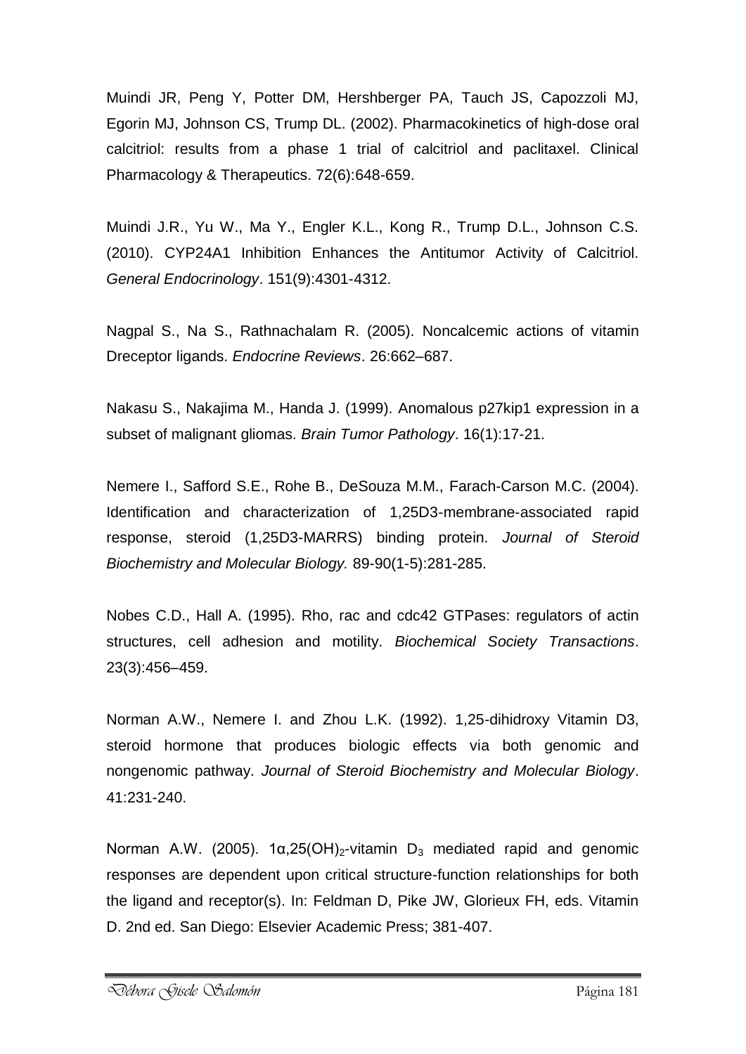Muindi JR, Peng Y, Potter DM, Hershberger PA, Tauch JS, Capozzoli MJ, Egorin MJ, Johnson CS, Trump DL. (2002). Pharmacokinetics of high-dose oral calcitriol: results from a phase 1 trial of calcitriol and paclitaxel. Clinical Pharmacology & Therapeutics. 72(6):648-659.

Muindi J.R., Yu W., Ma Y., Engler K.L., Kong R., Trump D.L., Johnson C.S. (2010). CYP24A1 Inhibition Enhances the Antitumor Activity of Calcitriol. *General Endocrinology*. 151(9):4301-4312.

Nagpal S., Na S., Rathnachalam R. (2005). Noncalcemic actions of vitamin Dreceptor ligands. *Endocrine Reviews*. 26:662–687.

Nakasu S., Nakajima M., Handa J. (1999). Anomalous p27kip1 expression in a subset of malignant gliomas. *Brain Tumor Pathology*. 16(1):17-21.

Nemere I., Safford S.E., Rohe B., DeSouza M.M., Farach-Carson M.C. (2004). Identification and characterization of 1,25D3-membrane-associated rapid response, steroid (1,25D3-MARRS) binding protein. *Journal of Steroid Biochemistry and Molecular Biology.* 89-90(1-5):281-285.

Nobes C.D., Hall A. (1995). Rho, rac and cdc42 GTPases: regulators of actin structures, cell adhesion and motility. *Biochemical Society Transactions*. 23(3):456–459.

Norman A.W., Nemere I. and Zhou L.K. (1992). 1,25-dihidroxy Vitamin D3, steroid hormone that produces biologic effects via both genomic and nongenomic pathway. *Journal of Steroid Biochemistry and Molecular Biology*. 41:231-240.

Norman A.W. (2005). $1\alpha,25(OH)_2$-vitamin $D_3$ mediated rapid and genomic responses are dependent upon critical structure-function relationships for both the ligand and receptor(s). In: Feldman D, Pike JW, Glorieux FH, eds. Vitamin D. 2nd ed. San Diego: Elsevier Academic Press; 381-407.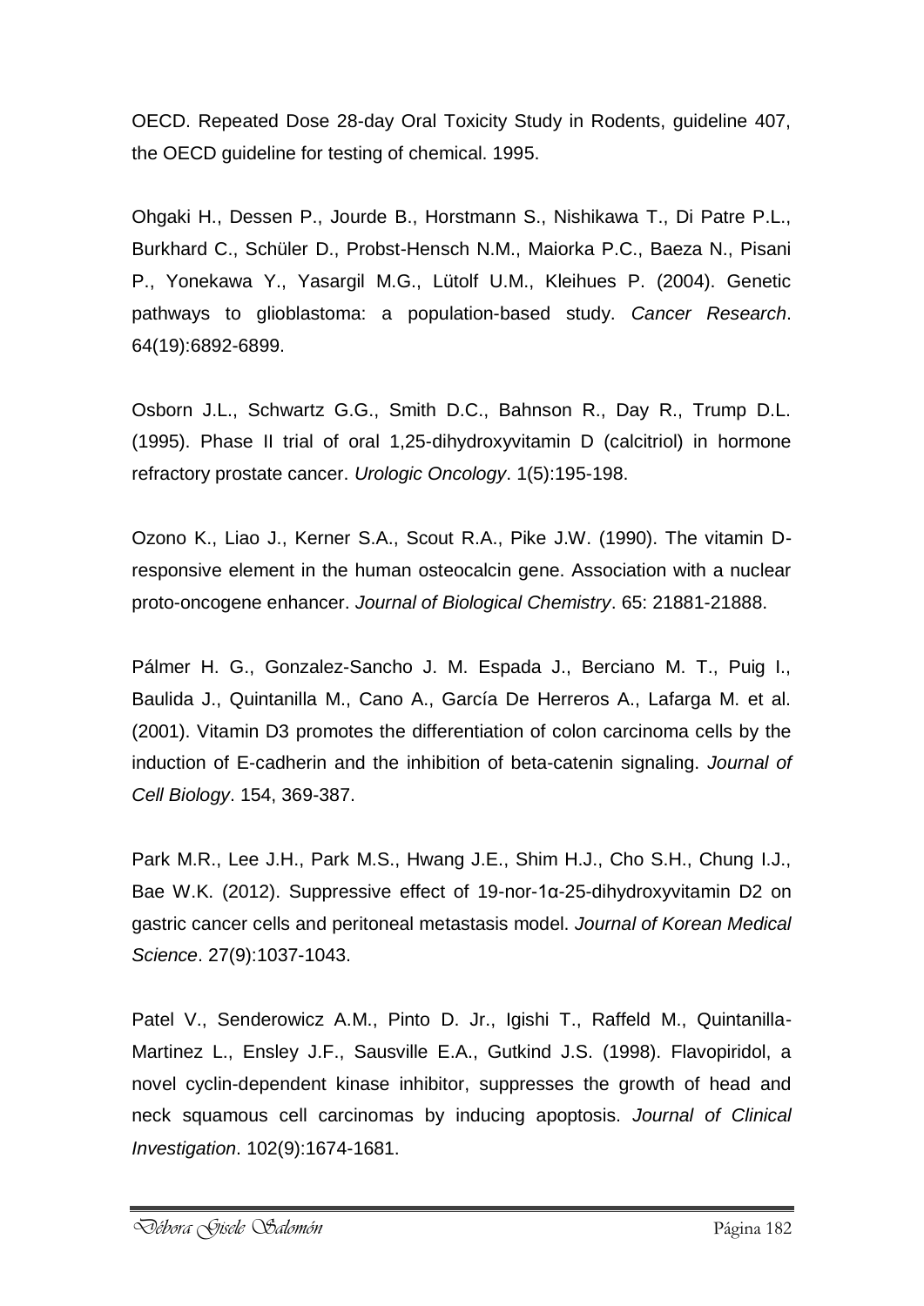OECD. Repeated Dose 28-day Oral Toxicity Study in Rodents, guideline 407, the OECD guideline for testing of chemical. 1995.

Ohgaki H., Dessen P., Jourde B., Horstmann S., Nishikawa T., Di Patre P.L., Burkhard C., Schüler D., Probst-Hensch N.M., Maiorka P.C., Baeza N., Pisani P., Yonekawa Y., Yasargil M.G., Lütolf U.M., Kleihues P. (2004). Genetic pathways to glioblastoma: a population-based study. *Cancer Research*. 64(19):6892-6899.

Osborn J.L., Schwartz G.G., Smith D.C., Bahnson R., Day R., Trump D.L. (1995). Phase II trial of oral 1,25-dihydroxyvitamin D (calcitriol) in hormone refractory prostate cancer. *Urologic Oncology*. 1(5):195-198.

Ozono K., Liao J., Kerner S.A., Scout R.A., Pike J.W. (1990). The vitamin D-responsive element in the human osteocalcin gene. Association with a nuclear proto-oncogene enhancer. *Journal of Biological Chemistry*. 65: 21881-21888.

Pálmer H. G., Gonzalez-Sancho J. M. Espada J., Berciano M. T., Puig I., Baulida J., Quintanilla M., Cano A., García De Herreros A., Lafarga M. et al. (2001). Vitamin D3 promotes the differentiation of colon carcinoma cells by the induction of E-cadherin and the inhibition of beta-catenin signaling. *Journal of Cell Biology*. 154, 369-387.

Park M.R., Lee J.H., Park M.S., Hwang J.E., Shim H.J., Cho S.H., Chung I.J., Bae W.K. (2012). Suppressive effect of 19-nor-1α-25-dihydroxyvitamin D2 on gastric cancer cells and peritoneal metastasis model. *Journal of Korean Medical Science*. 27(9):1037-1043.

Patel V., Senderowicz A.M., Pinto D. Jr., Igishi T., Raffeld M., Quintanilla-Martinez L., Ensley J.F., Sausville E.A., Gutkind J.S. (1998). Flavopiridol, a novel cyclin-dependent kinase inhibitor, suppresses the growth of head and neck squamous cell carcinomas by inducing apoptosis. *Journal of Clinical Investigation*. 102(9):1674-1681.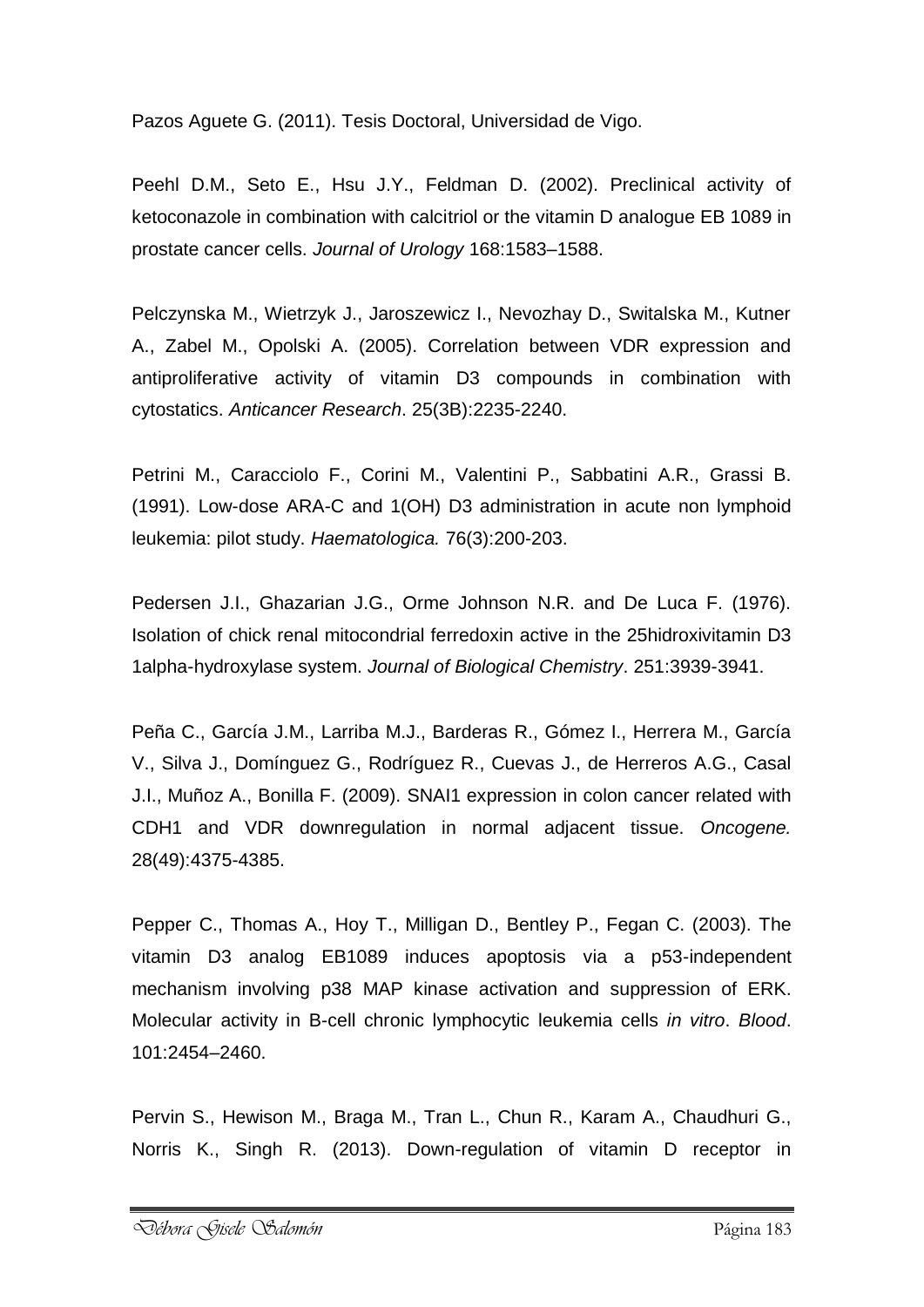Pazos Aguete G. (2011). Tesis Doctoral, Universidad de Vigo.

Peehl D.M., Seto E., Hsu J.Y., Feldman D. (2002). Preclinical activity of ketoconazole in combination with calcitriol or the vitamin D analogue EB 1089 in prostate cancer cells. *Journal of Urology* 168:1583–1588.

Pelczynska M., Wietrzyk J., Jaroszewicz I., Nevozhay D., Switalska M., Kutner A., Zabel M., Opolski A. (2005). Correlation between VDR expression and antiproliferative activity of vitamin D3 compounds in combination with cytostatics. *Anticancer Research*. 25(3B):2235-2240.

Petrini M., Caracciolo F., Corini M., Valentini P., Sabbatini A.R., Grassi B. (1991). Low-dose ARA-C and 1(OH) D3 administration in acute non lymphoid leukemia: pilot study. *Haematologica.* 76(3):200-203.

Pedersen J.I., Ghazarian J.G., Orme Johnson N.R. and De Luca F. (1976). Isolation of chick renal mitocondrial ferredoxin active in the 25hidroxivitamin D3 1alpha-hydroxylase system. *Journal of Biological Chemistry*. 251:3939-3941.

Peña C., García J.M., Larriba M.J., Barderas R., Gómez I., Herrera M., García V., Silva J., Domínguez G., Rodríguez R., Cuevas J., de Herreros A.G., Casal J.I., Muñoz A., Bonilla F. (2009). SNAI1 expression in colon cancer related with CDH1 and VDR downregulation in normal adjacent tissue. *Oncogene.* 28(49):4375-4385.

Pepper C., Thomas A., Hoy T., Milligan D., Bentley P., Fegan C. (2003). The vitamin D3 analog EB1089 induces apoptosis via a p53-independent mechanism involving p38 MAP kinase activation and suppression of ERK. Molecular activity in B-cell chronic lymphocytic leukemia cells *in vitro*. *Blood*. 101:2454–2460.

Pervin S., Hewison M., Braga M., Tran L., Chun R., Karam A., Chaudhuri G., Norris K., Singh R. (2013). Down-regulation of vitamin D receptor in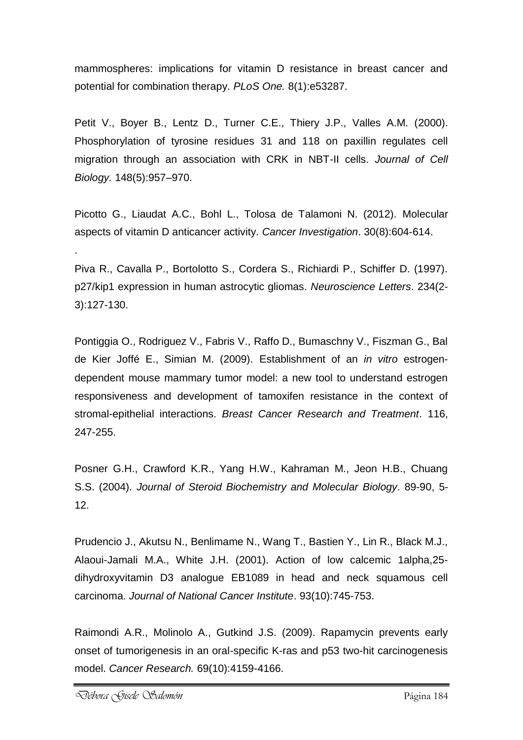mammospheres: implications for vitamin D resistance in breast cancer and potential for combination therapy. *PLoS One.* 8(1):e53287.

Petit V., Boyer B., Lentz D., Turner C.E., Thiery J.P., Valles A.M. (2000). Phosphorylation of tyrosine residues 31 and 118 on paxillin regulates cell migration through an association with CRK in NBT-II cells. *Journal of Cell Biology.* 148(5):957–970.

Picotto G., Liaudat A.C., Bohl L., Tolosa de Talamoni N. (2012). Molecular aspects of vitamin D anticancer activity. *Cancer Investigation*. 30(8):604-614.

.

Piva R., Cavalla P., Bortolotto S., Cordera S., Richiardi P., Schiffer D. (1997). p27/kip1 expression in human astrocytic gliomas. *Neuroscience Letters*. 234(2-3):127-130.

Pontiggia O., Rodriguez V., Fabris V., Raffo D., Bumaschny V., Fiszman G., Bal de Kier Joffé E., Simian M. (2009). Establishment of an *in vitro* estrogen-dependent mouse mammary tumor model: a new tool to understand estrogen responsiveness and development of tamoxifen resistance in the context of stromal-epithelial interactions. *Breast Cancer Research and Treatment*. 116, 247-255.

Posner G.H., Crawford K.R., Yang H.W., Kahraman M., Jeon H.B., Chuang S.S. (2004). *Journal of Steroid Biochemistry and Molecular Biology*. 89-90, 5-12.

Prudencio J., Akutsu N., Benlimame N., Wang T., Bastien Y., Lin R., Black M.J., Alaoui-Jamali M.A., White J.H. (2001). Action of low calcemic 1alpha,25-dihydroxyvitamin D3 analogue EB1089 in head and neck squamous cell carcinoma. *Journal of National Cancer Institute*. 93(10):745-753.

Raimondi A.R., Molinolo A., Gutkind J.S. (2009). Rapamycin prevents early onset of tumorigenesis in an oral-specific K-ras and p53 two-hit carcinogenesis model. *Cancer Research.* 69(10):4159-4166.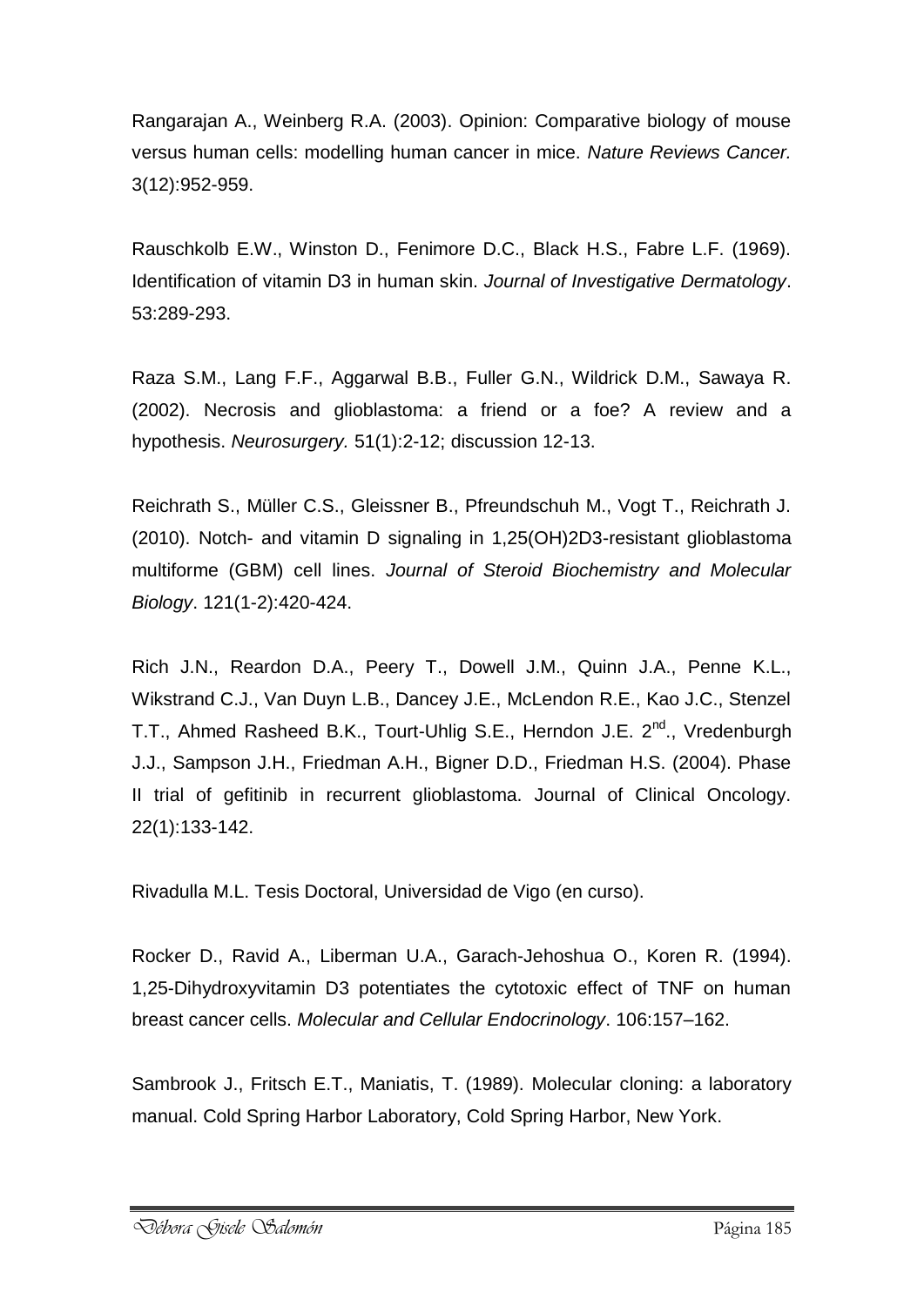Rangarajan A., Weinberg R.A. (2003). Opinion: Comparative biology of mouse versus human cells: modelling human cancer in mice. *Nature Reviews Cancer.* 3(12):952-959.

Rauschkolb E.W., Winston D., Fenimore D.C., Black H.S., Fabre L.F. (1969). Identification of vitamin D3 in human skin. *Journal of Investigative Dermatology*. 53:289-293.

Raza S.M., Lang F.F., Aggarwal B.B., Fuller G.N., Wildrick D.M., Sawaya R. (2002). Necrosis and glioblastoma: a friend or a foe? A review and a hypothesis. *Neurosurgery.* 51(1):2-12; discussion 12-13.

Reichrath S., Müller C.S., Gleissner B., Pfreundschuh M., Vogt T., Reichrath J. (2010). Notch- and vitamin D signaling in 1,25(OH)2D3-resistant glioblastoma multiforme (GBM) cell lines. *Journal of Steroid Biochemistry and Molecular Biology*. 121(1-2):420-424.

Rich J.N., Reardon D.A., Peery T., Dowell J.M., Quinn J.A., Penne K.L., Wikstrand C.J., Van Duyn L.B., Dancey J.E., McLendon R.E., Kao J.C., Stenzel T.T., Ahmed Rasheed B.K., Tourt-Uhlig S.E., Herndon J.E. 2nd., Vredenburgh J.J., Sampson J.H., Friedman A.H., Bigner D.D., Friedman H.S. (2004). Phase II trial of gefitinib in recurrent glioblastoma. Journal of Clinical Oncology. 22(1):133-142.

Rivadulla M.L. Tesis Doctoral, Universidad de Vigo (en curso).

Rocker D., Ravid A., Liberman U.A., Garach-Jehoshua O., Koren R. (1994). 1,25-Dihydroxyvitamin D3 potentiates the cytotoxic effect of TNF on human breast cancer cells. *Molecular and Cellular Endocrinology*. 106:157–162.

Sambrook J., Fritsch E.T., Maniatis, T. (1989). Molecular cloning: a laboratory manual. Cold Spring Harbor Laboratory, Cold Spring Harbor, New York.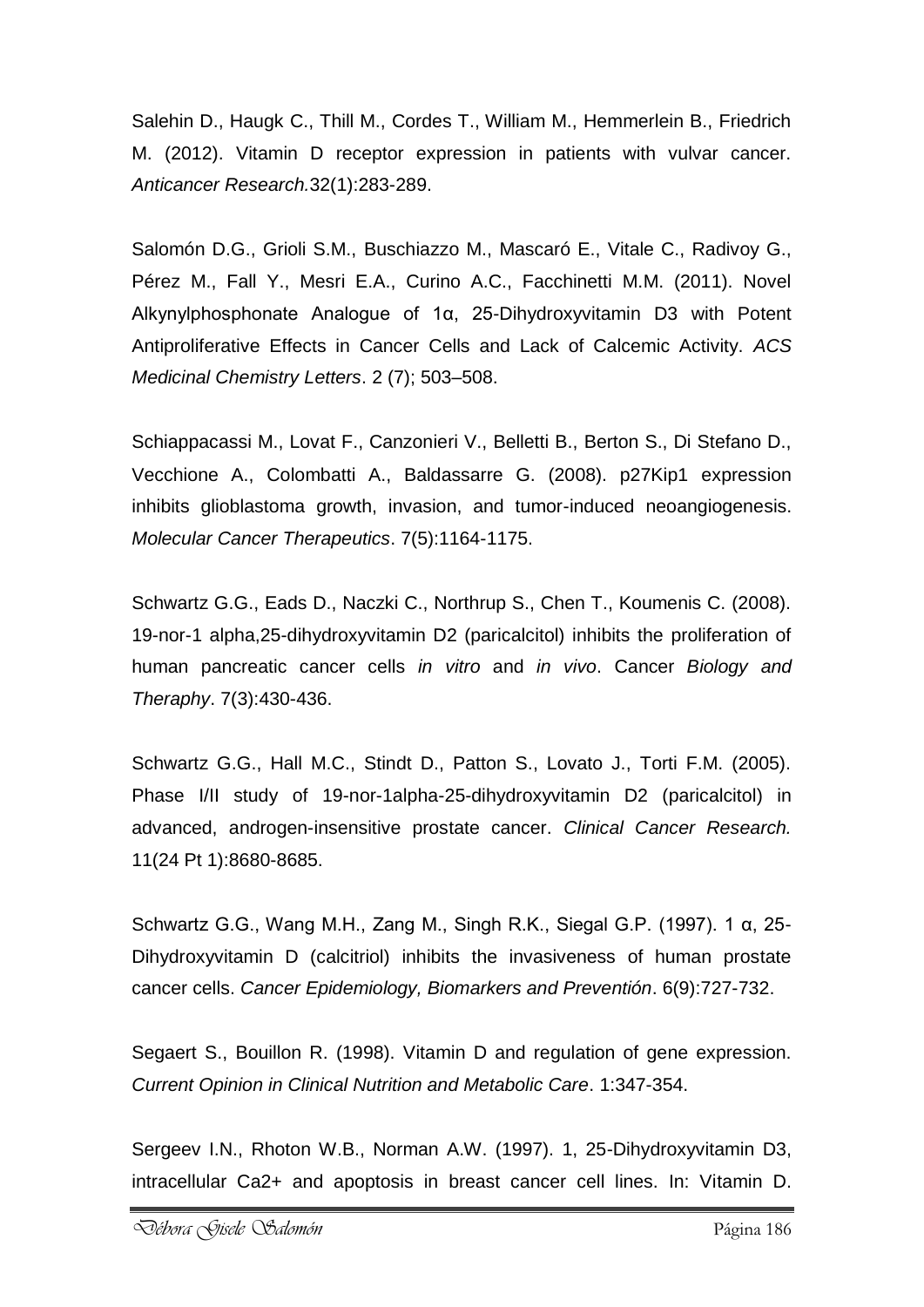Salehin D., Haugk C., Thill M., Cordes T., William M., Hemmerlein B., Friedrich M. (2012). Vitamin D receptor expression in patients with vulvar cancer. *Anticancer Research.*32(1):283-289.

Salomón D.G., Grioli S.M., Buschiazzo M., Mascaró E., Vitale C., Radivoy G., Pérez M., Fall Y., Mesri E.A., Curino A.C., Facchinetti M.M. (2011). Novel Alkynylphosphonate Analogue of 1α, 25-Dihydroxyvitamin D3 with Potent Antiproliferative Effects in Cancer Cells and Lack of Calcemic Activity. *ACS Medicinal Chemistry Letters*. 2 (7); 503–508.

Schiappacassi M., Lovat F., Canzonieri V., Belletti B., Berton S., Di Stefano D., Vecchione A., Colombatti A., Baldassarre G. (2008). p27Kip1 expression inhibits glioblastoma growth, invasion, and tumor-induced neoangiogenesis. *Molecular Cancer Therapeutics*. 7(5):1164-1175.

Schwartz G.G., Eads D., Naczki C., Northrup S., Chen T., Koumenis C. (2008). 19-nor-1 alpha,25-dihydroxyvitamin D2 (paricalcitol) inhibits the proliferation of human pancreatic cancer cells *in vitro* and *in vivo*. Cancer *Biology and Theraphy*. 7(3):430-436.

Schwartz G.G., Hall M.C., Stindt D., Patton S., Lovato J., Torti F.M. (2005). Phase I/II study of 19-nor-1alpha-25-dihydroxyvitamin D2 (paricalcitol) in advanced, androgen-insensitive prostate cancer. *Clinical Cancer Research.* 11(24 Pt 1):8680-8685.

Schwartz G.G., Wang M.H., Zang M., Singh R.K., Siegal G.P. (1997). 1 α, 25-Dihydroxyvitamin D (calcitriol) inhibits the invasiveness of human prostate cancer cells. *Cancer Epidemiology, Biomarkers and Preventión*. 6(9):727-732.

Segaert S., Bouillon R. (1998). Vitamin D and regulation of gene expression. *Current Opinion in Clinical Nutrition and Metabolic Care*. 1:347-354.

Sergeev I.N., Rhoton W.B., Norman A.W. (1997). 1, 25-Dihydroxyvitamin D3, intracellular Ca2+ and apoptosis in breast cancer cell lines. In: Vitamin D.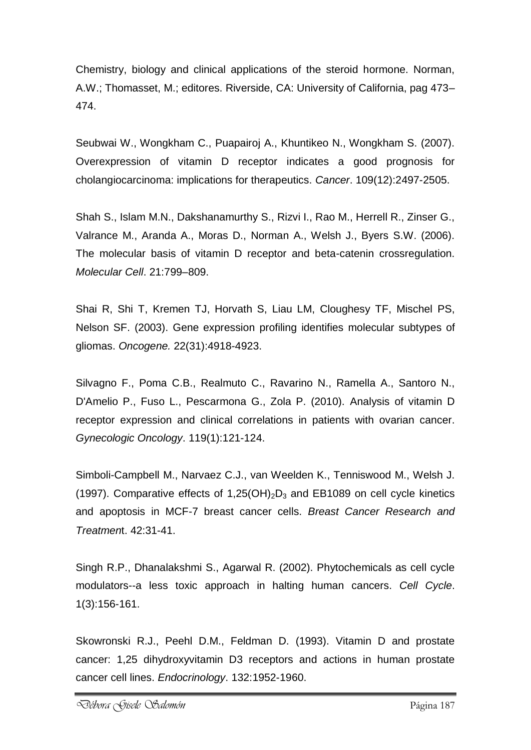Chemistry, biology and clinical applications of the steroid hormone. Norman, A.W.; Thomasset, M.; editores. Riverside, CA: University of California, pag 473–474.

Seubwai W., Wongkham C., Puapairoj A., Khuntikeo N., Wongkham S. (2007). Overexpression of vitamin D receptor indicates a good prognosis for cholangiocarcinoma: implications for therapeutics. *Cancer*. 109(12):2497-2505.

Shah S., Islam M.N., Dakshanamurthy S., Rizvi I., Rao M., Herrell R., Zinser G., Valrance M., Aranda A., Moras D., Norman A., Welsh J., Byers S.W. (2006). The molecular basis of vitamin D receptor and beta-catenin crossregulation. *Molecular Cell*. 21:799–809.

Shai R, Shi T, Kremen TJ, Horvath S, Liau LM, Cloughesy TF, Mischel PS, Nelson SF. (2003). Gene expression profiling identifies molecular subtypes of gliomas. *Oncogene.* 22(31):4918-4923.

Silvagno F., Poma C.B., Realmuto C., Ravarino N., Ramella A., Santoro N., D'Amelio P., Fuso L., Pescarmona G., Zola P. (2010). Analysis of vitamin D receptor expression and clinical correlations in patients with ovarian cancer. *Gynecologic Oncology*. 119(1):121-124.

Simboli-Campbell M., Narvaez C.J., van Weelden K., Tenniswood M., Welsh J. (1997). Comparative effects of $1,25(OH)_2D_3$ and EB1089 on cell cycle kinetics and apoptosis in MCF-7 breast cancer cells. *Breast Cancer Research and Treatment*. 42:31-41.

Singh R.P., Dhanalakshmi S., Agarwal R. (2002). Phytochemicals as cell cycle modulators--a less toxic approach in halting human cancers. *Cell Cycle*. 1(3):156-161.

Skowronski R.J., Peehl D.M., Feldman D. (1993). Vitamin D and prostate cancer: 1,25 dihydroxyvitamin D3 receptors and actions in human prostate cancer cell lines. *Endocrinology*. 132:1952-1960.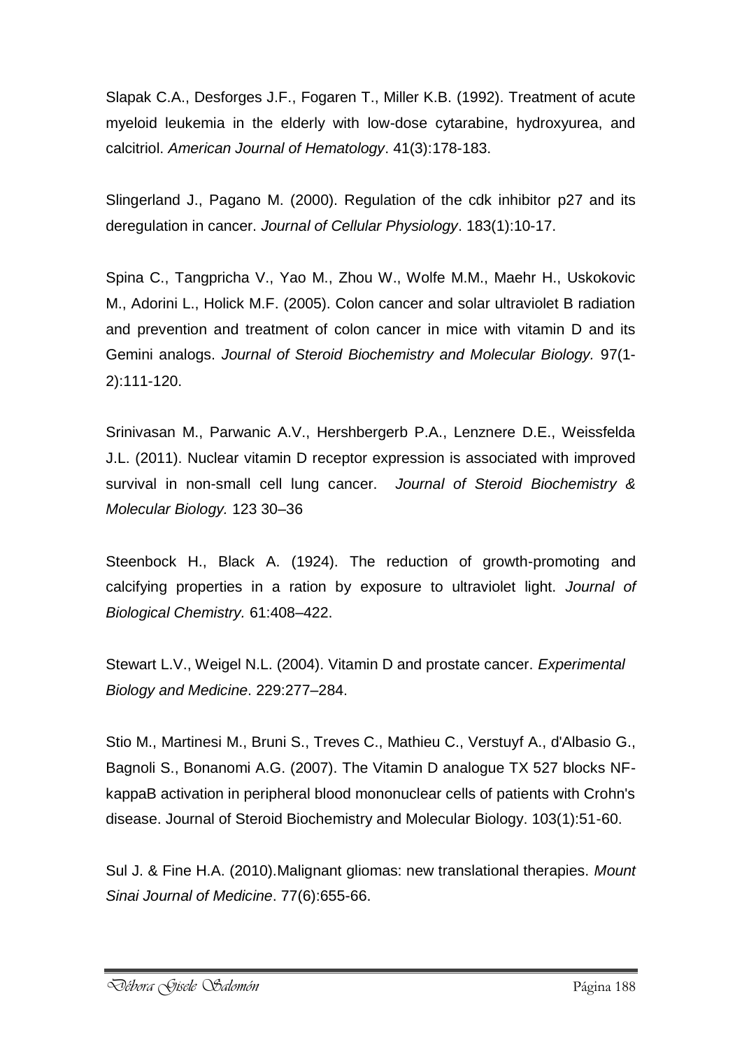Slapak C.A., Desforges J.F., Fogaren T., Miller K.B. (1992). Treatment of acute myeloid leukemia in the elderly with low-dose cytarabine, hydroxyurea, and calcitriol. *American Journal of Hematology*. 41(3):178-183.

Slingerland J., Pagano M. (2000). Regulation of the cdk inhibitor p27 and its deregulation in cancer. *Journal of Cellular Physiology*. 183(1):10-17.

Spina C., Tangpricha V., Yao M., Zhou W., Wolfe M.M., Maehr H., Uskokovic M., Adorini L., Holick M.F. (2005). Colon cancer and solar ultraviolet B radiation and prevention and treatment of colon cancer in mice with vitamin D and its Gemini analogs. *Journal of Steroid Biochemistry and Molecular Biology.* 97(1-2):111-120.

Srinivasan M., Parwanic A.V., Hershbergerb P.A., Lenznere D.E., Weissfelda J.L. (2011). Nuclear vitamin D receptor expression is associated with improved survival in non-small cell lung cancer. *Journal of Steroid Biochemistry & Molecular Biology.* 123 30–36

Steenbock H., Black A. (1924). The reduction of growth-promoting and calcifying properties in a ration by exposure to ultraviolet light. *Journal of Biological Chemistry.* 61:408–422.

Stewart L.V., Weigel N.L. (2004). Vitamin D and prostate cancer. *Experimental Biology and Medicine*. 229:277–284.

Stio M., Martinesi M., Bruni S., Treves C., Mathieu C., Verstuyf A., d'Albasio G., Bagnoli S., Bonanomi A.G. (2007). The Vitamin D analogue TX 527 blocks NF-kappaB activation in peripheral blood mononuclear cells of patients with Crohn's disease. Journal of Steroid Biochemistry and Molecular Biology. 103(1):51-60.

Sul J. & Fine H.A. (2010).Malignant gliomas: new translational therapies. *Mount Sinai Journal of Medicine*. 77(6):655-66.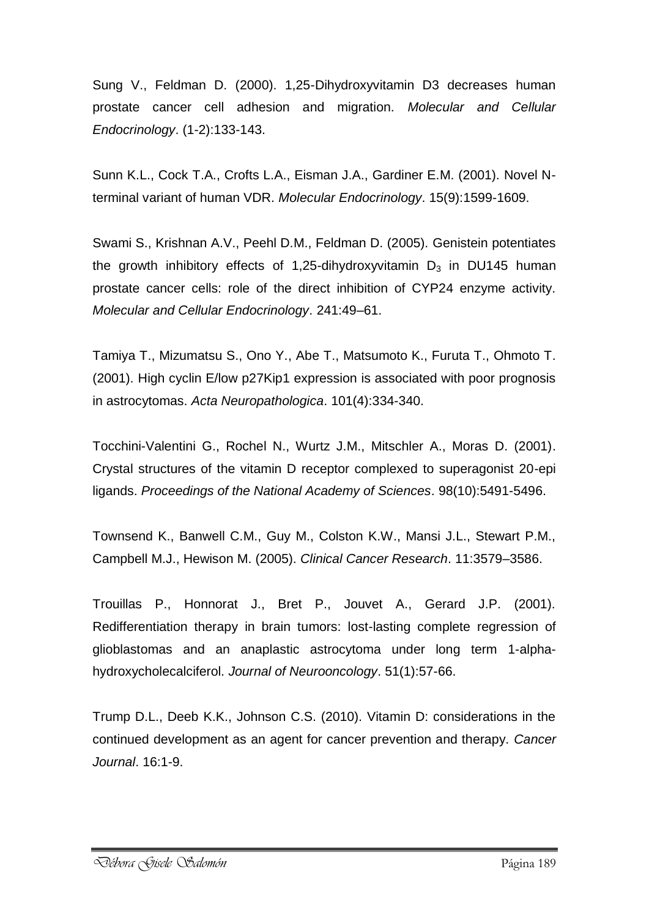Sung V., Feldman D. (2000). 1,25-Dihydroxyvitamin D3 decreases human prostate cancer cell adhesion and migration. *Molecular and Cellular Endocrinology*. (1-2):133-143.

Sunn K.L., Cock T.A., Crofts L.A., Eisman J.A., Gardiner E.M. (2001). Novel N-terminal variant of human VDR. *Molecular Endocrinology*. 15(9):1599-1609.

Swami S., Krishnan A.V., Peehl D.M., Feldman D. (2005). Genistein potentiates the growth inhibitory effects of 1,25-dihydroxyvitamin $D_3$ in DU145 human prostate cancer cells: role of the direct inhibition of CYP24 enzyme activity. *Molecular and Cellular Endocrinology*. 241:49–61.

Tamiya T., Mizumatsu S., Ono Y., Abe T., Matsumoto K., Furuta T., Ohmoto T. (2001). High cyclin E/low p27Kip1 expression is associated with poor prognosis in astrocytomas. *Acta Neuropathologica*. 101(4):334-340.

Tocchini-Valentini G., Rochel N., Wurtz J.M., Mitschler A., Moras D. (2001). Crystal structures of the vitamin D receptor complexed to superagonist 20-epi ligands. *Proceedings of the National Academy of Sciences*. 98(10):5491-5496.

Townsend K., Banwell C.M., Guy M., Colston K.W., Mansi J.L., Stewart P.M., Campbell M.J., Hewison M. (2005). *Clinical Cancer Research*. 11:3579–3586.

Trouillas P., Honnorat J., Bret P., Jouvet A., Gerard J.P. (2001). Redifferentiation therapy in brain tumors: lost-lasting complete regression of glioblastomas and an anaplastic astrocytoma under long term 1-alpha-hydroxycholecalciferol. *Journal of Neurooncology*. 51(1):57-66.

Trump D.L., Deeb K.K., Johnson C.S. (2010). Vitamin D: considerations in the continued development as an agent for cancer prevention and therapy. *Cancer Journal*. 16:1-9.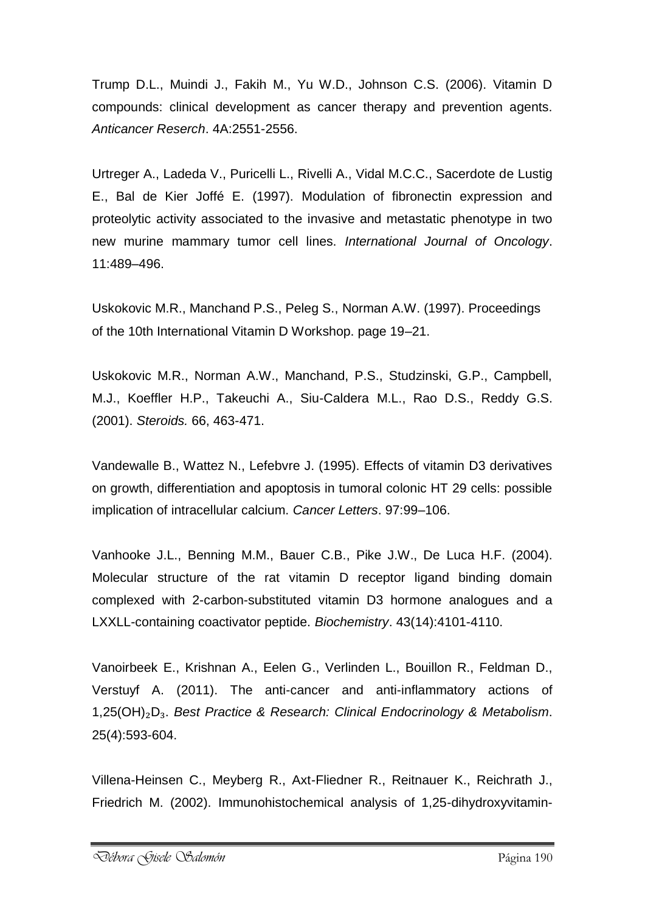Trump D.L., Muindi J., Fakih M., Yu W.D., Johnson C.S. (2006). Vitamin D compounds: clinical development as cancer therapy and prevention agents. *Anticancer Reserch*. 4A:2551-2556.

Urtreger A., Ladeda V., Puricelli L., Rivelli A., Vidal M.C.C., Sacerdote de Lustig E., Bal de Kier Joffé E. (1997). Modulation of fibronectin expression and proteolytic activity associated to the invasive and metastatic phenotype in two new murine mammary tumor cell lines. *International Journal of Oncology*. 11:489–496.

Uskokovic M.R., Manchand P.S., Peleg S., Norman A.W. (1997). Proceedings of the 10th International Vitamin D Workshop. page 19–21.

Uskokovic M.R., Norman A.W., Manchand, P.S., Studzinski, G.P., Campbell, M.J., Koeffler H.P., Takeuchi A., Siu-Caldera M.L., Rao D.S., Reddy G.S. (2001). *Steroids.* 66, 463-471.

Vandewalle B., Wattez N., Lefebvre J. (1995). Effects of vitamin D3 derivatives on growth, differentiation and apoptosis in tumoral colonic HT 29 cells: possible implication of intracellular calcium. *Cancer Letters*. 97:99–106.

Vanhooke J.L., Benning M.M., Bauer C.B., Pike J.W., De Luca H.F. (2004). Molecular structure of the rat vitamin D receptor ligand binding domain complexed with 2-carbon-substituted vitamin D3 hormone analogues and a LXXLL-containing coactivator peptide. *Biochemistry*. 43(14):4101-4110.

Vanoirbeek E., Krishnan A., Eelen G., Verlinden L., Bouillon R., Feldman D., Verstuyf A. (2011). The anti-cancer and anti-inflammatory actions of $1,25(OH)_2D_3$. *Best Practice & Research: Clinical Endocrinology & Metabolism*. 25(4):593-604.

Villena-Heinsen C., Meyberg R., Axt-Fliedner R., Reitnauer K., Reichrath J., Friedrich M. (2002). Immunohistochemical analysis of 1,25-dihydroxyvitamin-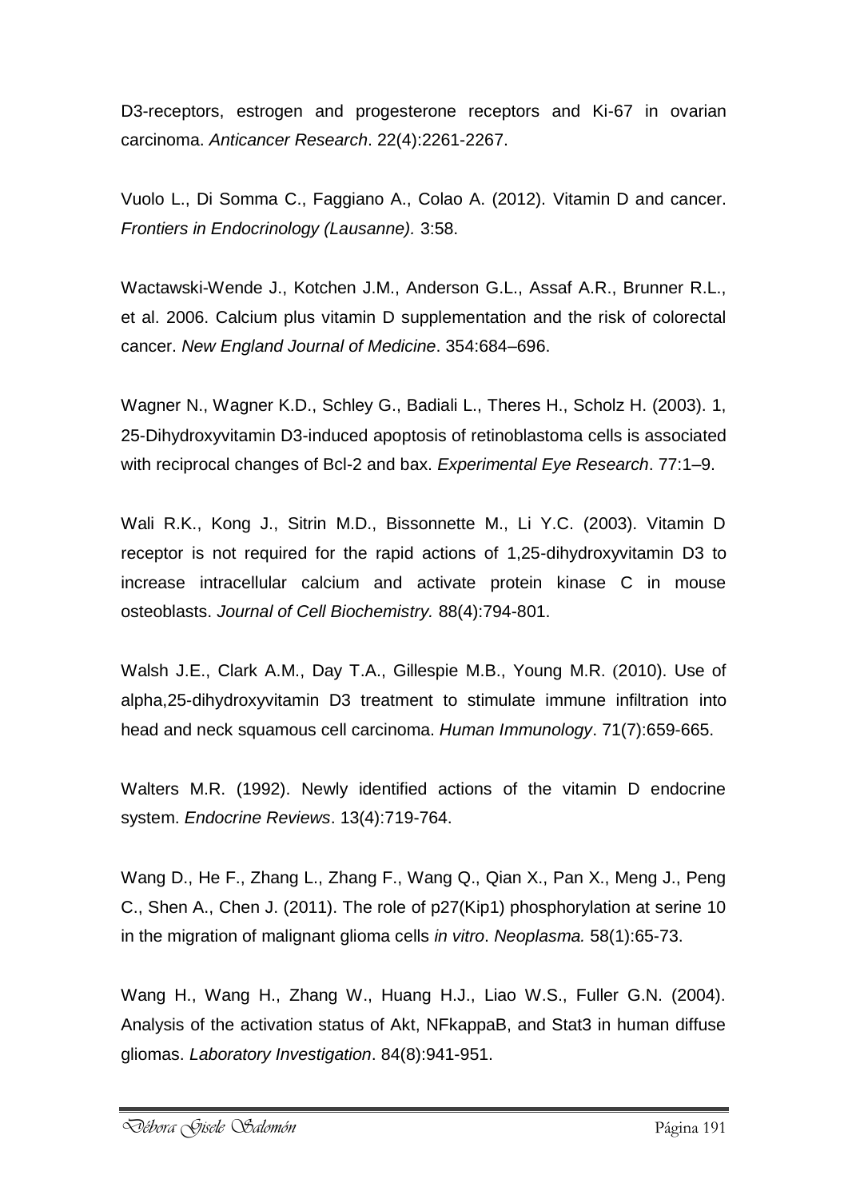D3-receptors, estrogen and progesterone receptors and Ki-67 in ovarian carcinoma. *Anticancer Research*. 22(4):2261-2267.

Vuolo L., Di Somma C., Faggiano A., Colao A. (2012). Vitamin D and cancer. *Frontiers in Endocrinology (Lausanne).* 3:58.

Wactawski-Wende J., Kotchen J.M., Anderson G.L., Assaf A.R., Brunner R.L., et al. 2006. Calcium plus vitamin D supplementation and the risk of colorectal cancer. *New England Journal of Medicine*. 354:684–696.

Wagner N., Wagner K.D., Schley G., Badiali L., Theres H., Scholz H. (2003). 1, 25-Dihydroxyvitamin D3-induced apoptosis of retinoblastoma cells is associated with reciprocal changes of Bcl-2 and bax. *Experimental Eye Research*. 77:1–9.

Wali R.K., Kong J., Sitrin M.D., Bissonnette M., Li Y.C. (2003). Vitamin D receptor is not required for the rapid actions of 1,25-dihydroxyvitamin D3 to increase intracellular calcium and activate protein kinase C in mouse osteoblasts. *Journal of Cell Biochemistry.* 88(4):794-801.

Walsh J.E., Clark A.M., Day T.A., Gillespie M.B., Young M.R. (2010). Use of alpha,25-dihydroxyvitamin D3 treatment to stimulate immune infiltration into head and neck squamous cell carcinoma. *Human Immunology*. 71(7):659-665.

Walters M.R. (1992). Newly identified actions of the vitamin D endocrine system. *Endocrine Reviews*. 13(4):719-764.

Wang D., He F., Zhang L., Zhang F., Wang Q., Qian X., Pan X., Meng J., Peng C., Shen A., Chen J. (2011). The role of p27(Kip1) phosphorylation at serine 10 in the migration of malignant glioma cells *in vitro*. *Neoplasma.* 58(1):65-73.

Wang H., Wang H., Zhang W., Huang H.J., Liao W.S., Fuller G.N. (2004). Analysis of the activation status of Akt, NFkappaB, and Stat3 in human diffuse gliomas. *Laboratory Investigation*. 84(8):941-951.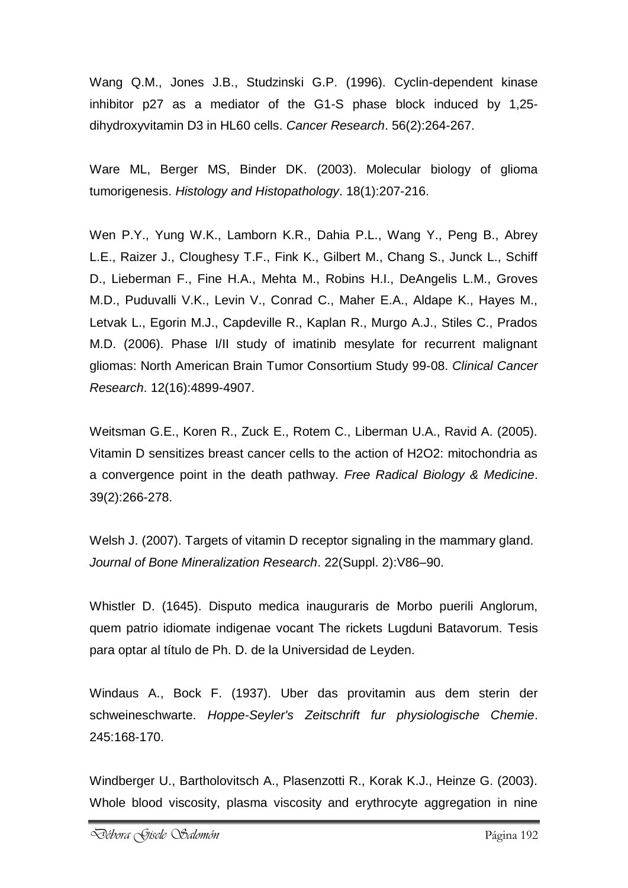Wang Q.M., Jones J.B., Studzinski G.P. (1996). Cyclin-dependent kinase inhibitor p27 as a mediator of the G1-S phase block induced by 1,25-dihydroxyvitamin D3 in HL60 cells. *Cancer Research*. 56(2):264-267.

Ware ML, Berger MS, Binder DK. (2003). Molecular biology of glioma tumorigenesis. *Histology and Histopathology*. 18(1):207-216.

Wen P.Y., Yung W.K., Lamborn K.R., Dahia P.L., Wang Y., Peng B., Abrey L.E., Raizer J., Cloughesy T.F., Fink K., Gilbert M., Chang S., Junck L., Schiff D., Lieberman F., Fine H.A., Mehta M., Robins H.I., DeAngelis L.M., Groves M.D., Puduvalli V.K., Levin V., Conrad C., Maher E.A., Aldape K., Hayes M., Letvak L., Egorin M.J., Capdeville R., Kaplan R., Murgo A.J., Stiles C., Prados M.D. (2006). Phase I/II study of imatinib mesylate for recurrent malignant gliomas: North American Brain Tumor Consortium Study 99-08. *Clinical Cancer Research*. 12(16):4899-4907.

Weitsman G.E., Koren R., Zuck E., Rotem C., Liberman U.A., Ravid A. (2005). Vitamin D sensitizes breast cancer cells to the action of $H_2O_2$: mitochondria as a convergence point in the death pathway. *Free Radical Biology & Medicine*. 39(2):266-278.

Welsh J. (2007). Targets of vitamin D receptor signaling in the mammary gland. *Journal of Bone Mineralization Research*. 22(Suppl. 2):V86–90.

Whistler D. (1645). Disputo medica inauguraris de Morbo puerili Anglorum, quem patrio idiomate indigenae vocant The rickets Lugduni Batavorum. Tesis para optar al título de Ph. D. de la Universidad de Leyden.

Windaus A., Bock F. (1937). Uber das provitamin aus dem sterin der schweineschwarte. *Hoppe-Seyler's Zeitschrift fur physiologische Chemie*. 245:168-170.

Windberger U., Bartholovitsch A., Plasenzotti R., Korak K.J., Heinze G. (2003). Whole blood viscosity, plasma viscosity and erythrocyte aggregation in nine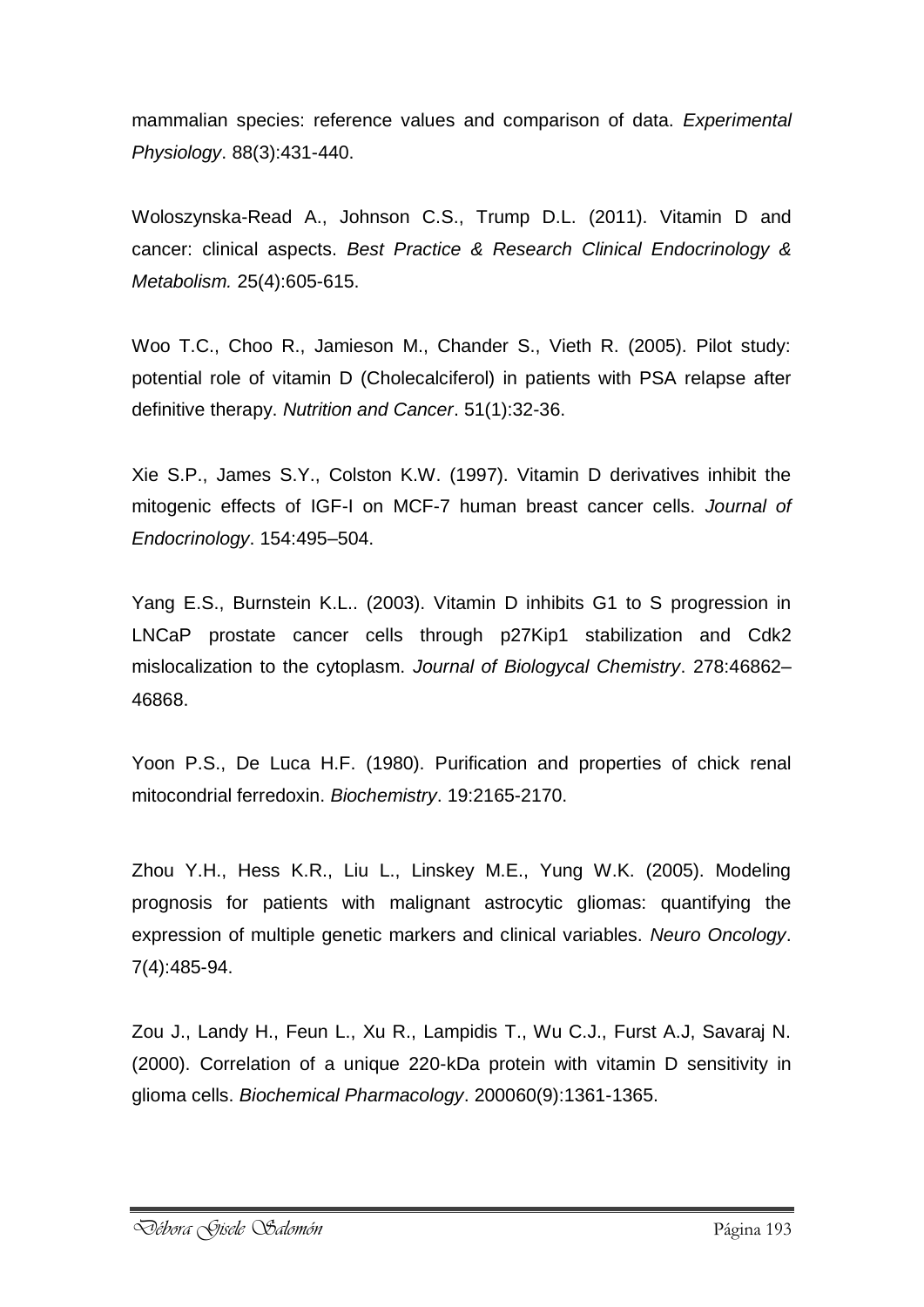mammalian species: reference values and comparison of data. *Experimental Physiology*. 88(3):431-440.

Woloszynska-Read A., Johnson C.S., Trump D.L. (2011). Vitamin D and cancer: clinical aspects. *Best Practice & Research Clinical Endocrinology & Metabolism.* 25(4):605-615.

Woo T.C., Choo R., Jamieson M., Chander S., Vieth R. (2005). Pilot study: potential role of vitamin D (Cholecalciferol) in patients with PSA relapse after definitive therapy. *Nutrition and Cancer*. 51(1):32-36.

Xie S.P., James S.Y., Colston K.W. (1997). Vitamin D derivatives inhibit the mitogenic effects of IGF-I on MCF-7 human breast cancer cells. *Journal of Endocrinology*. 154:495–504.

Yang E.S., Burnstein K.L.. (2003). Vitamin D inhibits G1 to S progression in LNCaP prostate cancer cells through p27Kip1 stabilization and Cdk2 mislocalization to the cytoplasm. *Journal of Biologycal Chemistry*. 278:46862–46868.

Yoon P.S., De Luca H.F. (1980). Purification and properties of chick renal mitocondrial ferredoxin. *Biochemistry*. 19:2165-2170.

Zhou Y.H., Hess K.R., Liu L., Linskey M.E., Yung W.K. (2005). Modeling prognosis for patients with malignant astrocytic gliomas: quantifying the expression of multiple genetic markers and clinical variables. *Neuro Oncology*. 7(4):485-94.

Zou J., Landy H., Feun L., Xu R., Lampidis T., Wu C.J., Furst A.J, Savaraj N. (2000). Correlation of a unique 220-kDa protein with vitamin D sensitivity in glioma cells. *Biochemical Pharmacology*. 200060(9):1361-1365.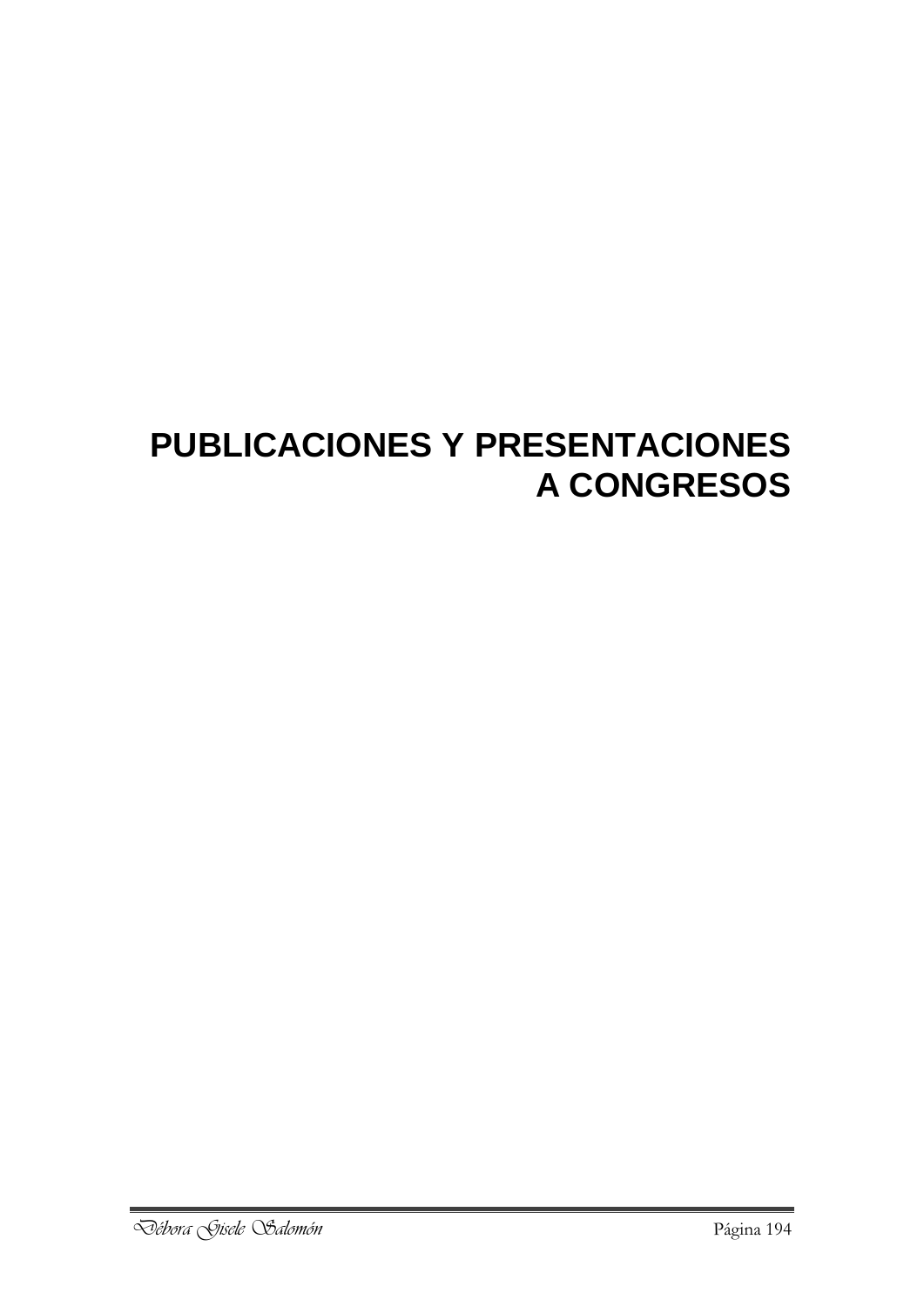# PUBLICACIONES Y PRESENTACIONES A CONGRESOS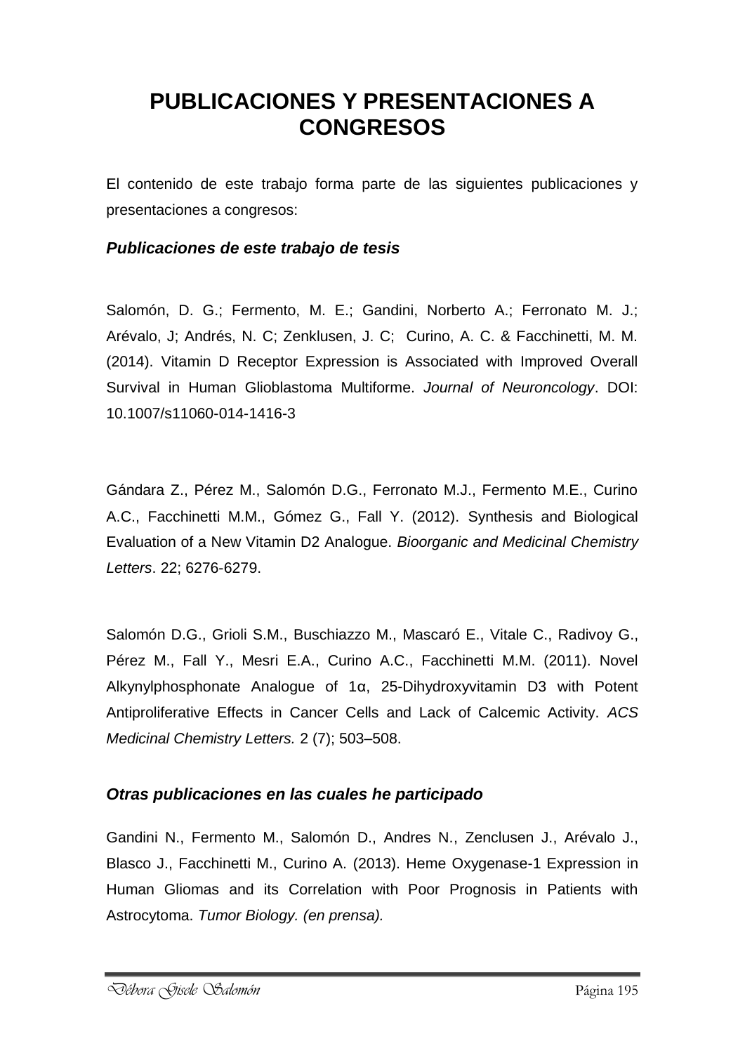# PUBLICACIONES Y PRESENTACIONES A CONGRESOS

El contenido de este trabajo forma parte de las siguientes publicaciones y presentaciones a congresos:

### *Publicaciones de este trabajo de tesis*

Salomón, D. G.; Fermento, M. E.; Gandini, Norberto A.; Ferronato M. J.; Arévalo, J; Andrés, N. C; Zenklusen, J. C; Curino, A. C. & Facchinetti, M. M. (2014). Vitamin D Receptor Expression is Associated with Improved Overall Survival in Human Glioblastoma Multiforme. *Journal of Neuroncology*. DOI: 10.1007/s11060-014-1416-3

Gándara Z., Pérez M., Salomón D.G., Ferronato M.J., Fermento M.E., Curino A.C., Facchinetti M.M., Gómez G., Fall Y. (2012). Synthesis and Biological Evaluation of a New Vitamin D2 Analogue. *Bioorganic and Medicinal Chemistry Letters*. 22; 6276-6279.

Salomón D.G., Grioli S.M., Buschiazzo M., Mascaró E., Vitale C., Radivoy G., Pérez M., Fall Y., Mesri E.A., Curino A.C., Facchinetti M.M. (2011). Novel Alkynylphosphonate Analogue of 1α, 25-Dihydroxyvitamin D3 with Potent Antiproliferative Effects in Cancer Cells and Lack of Calcemic Activity. *ACS Medicinal Chemistry Letters.* 2 (7); 503–508.

### *Otras publicaciones en las cuales he participado*

Gandini N., Fermento M., Salomón D., Andres N., Zenclusen J., Arévalo J., Blasco J., Facchinetti M., Curino A. (2013). Heme Oxygenase-1 Expression in Human Gliomas and its Correlation with Poor Prognosis in Patients with Astrocytoma. *Tumor Biology. (en prensa).*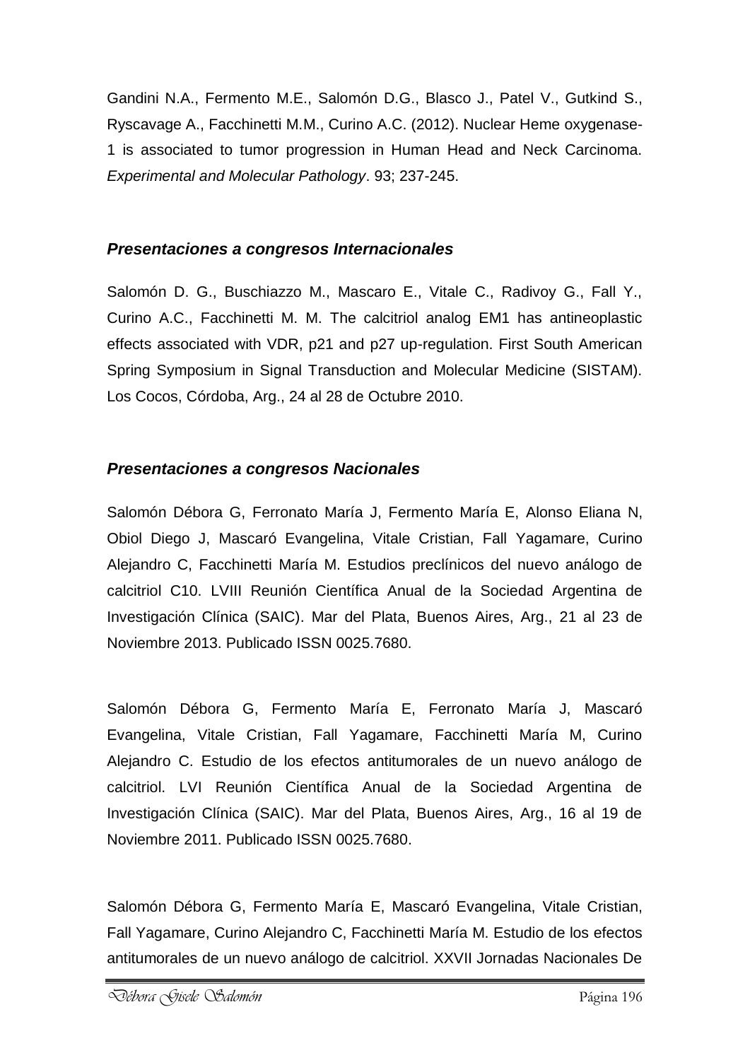Gandini N.A., Fermento M.E., Salomón D.G., Blasco J., Patel V., Gutkind S., Ryscavage A., Facchinetti M.M., Curino A.C. (2012). Nuclear Heme oxygenase-1 is associated to tumor progression in Human Head and Neck Carcinoma. *Experimental and Molecular Pathology*. 93; 237-245.

### *Presentaciones a congresos Internacionales*

Salomón D. G., Buschiazzo M., Mascaro E., Vitale C., Radivoy G., Fall Y., Curino A.C., Facchinetti M. M. The calcitriol analog EM1 has antineoplastic effects associated with VDR, p21 and p27 up-regulation. First South American Spring Symposium in Signal Transduction and Molecular Medicine (SISTAM). Los Cocos, Córdoba, Arg., 24 al 28 de Octubre 2010.

### *Presentaciones a congresos Nacionales*

Salomón Débora G, Ferronato María J, Fermento María E, Alonso Eliana N, Obiol Diego J, Mascaró Evangelina, Vitale Cristian, Fall Yagamare, Curino Alejandro C, Facchinetti María M. Estudios preclínicos del nuevo análogo de calcitriol C10. LVIII Reunión Científica Anual de la Sociedad Argentina de Investigación Clínica (SAIC). Mar del Plata, Buenos Aires, Arg., 21 al 23 de Noviembre 2013. Publicado ISSN 0025.7680.

Salomón Débora G, Fermento María E, Ferronato María J, Mascaró Evangelina, Vitale Cristian, Fall Yagamare, Facchinetti María M, Curino Alejandro C. Estudio de los efectos antitumorales de un nuevo análogo de calcitriol. LVI Reunión Científica Anual de la Sociedad Argentina de Investigación Clínica (SAIC). Mar del Plata, Buenos Aires, Arg., 16 al 19 de Noviembre 2011. Publicado ISSN 0025.7680.

Salomón Débora G, Fermento María E, Mascaró Evangelina, Vitale Cristian, Fall Yagamare, Curino Alejandro C, Facchinetti María M. Estudio de los efectos antitumorales de un nuevo análogo de calcitriol. XXVII Jornadas Nacionales De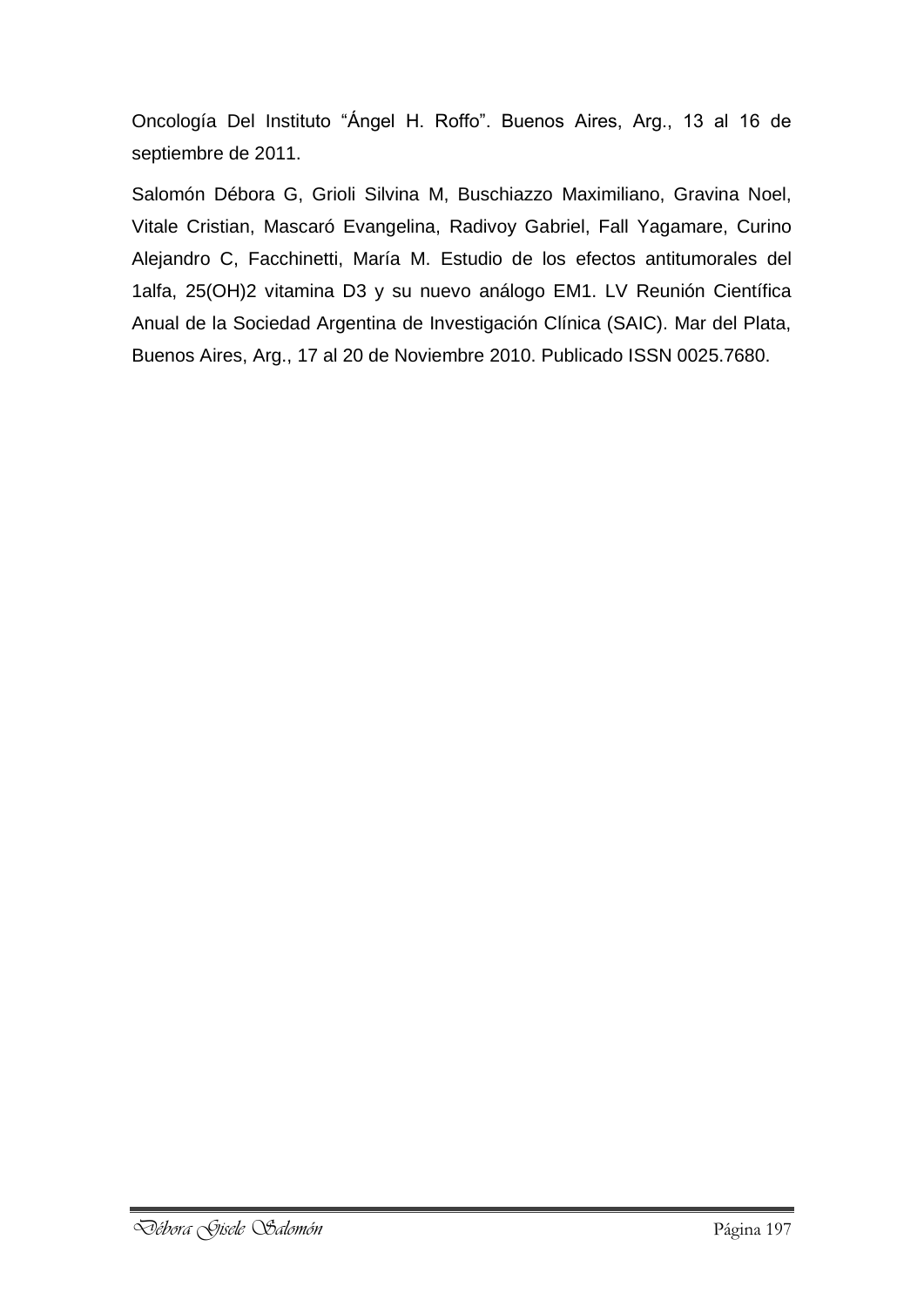Oncología Del Instituto "Ángel H. Roffo". Buenos Aires, Arg., 13 al 16 de septiembre de 2011.

Salomón Débora G, Grioli Silvina M, Buschiazzo Maximiliano, Gravina Noel, Vitale Cristian, Mascaró Evangelina, Radivoy Gabriel, Fall Yagamare, Curino Alejandro C, Facchinetti, María M. Estudio de los efectos antitumorales del 1alfa, 25(OH)2 vitamina D3 y su nuevo análogo EM1. LV Reunión Científica Anual de la Sociedad Argentina de Investigación Clínica (SAIC). Mar del Plata, Buenos Aires, Arg., 17 al 20 de Noviembre 2010. Publicado ISSN 0025.7680.